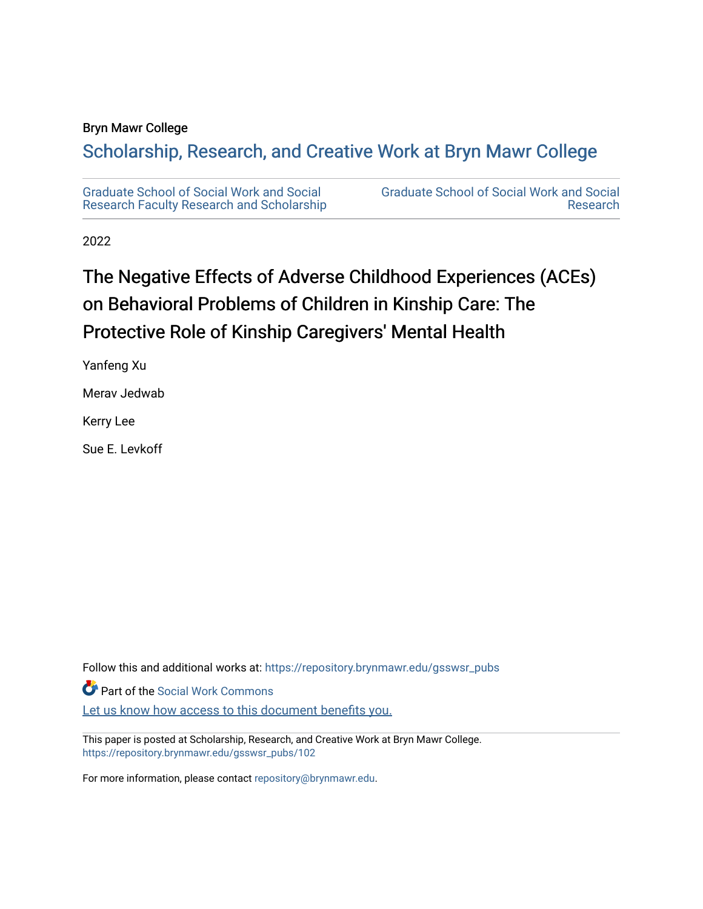Bryn Mawr College

# Scholarship, Research, and Creative Work at Bryn Mawr College

Graduate School of Social Work and Social Research Faculty Research and Scholarship

Graduate School of Social Work and Social Research

2022

# The Negative Effects of Adverse Childhood Experiences (ACEs) on Behavioral Problems of Children in Kinship Care: The Protective Role of Kinship Caregivers' Mental Health

Yanfeng Xu

Merav Jedwab

Kerry Lee

Sue E. Levkoff

Follow this and additional works at: https://repository.brynmawr.edu/gsswsr_pubs

Part of the Social Work Commons

Let us know how access to this document benefits you.

This paper is posted at Scholarship, Research, and Creative Work at Bryn Mawr College. https://repository.brynmawr.edu/gsswsr_pubs/102

For more information, please contact repository@brynmawr.edu.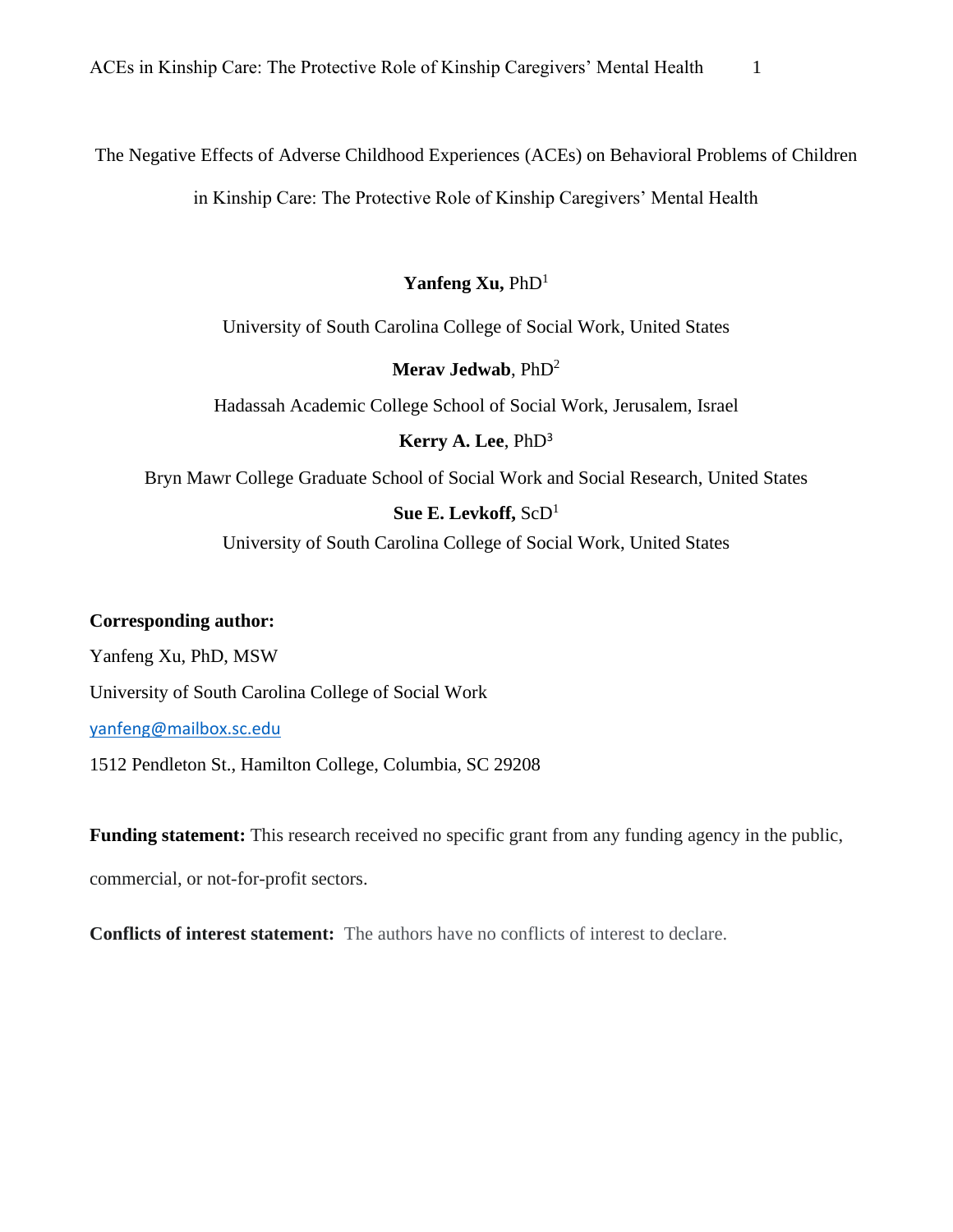# The Negative Effects of Adverse Childhood Experiences (ACEs) on Behavioral Problems of Children in Kinship Care: The Protective Role of Kinship Caregivers' Mental Health

**Yanfeng Xu,** PhD[1]

University of South Carolina College of Social Work, United States

**Merav Jedwab**, PhD[2]

Hadassah Academic College School of Social Work, Jerusalem, Israel

**Kerry A. Lee**, PhD[3]

Bryn Mawr College Graduate School of Social Work and Social Research, United States

**Sue E. Levkoff,** ScD[1]

University of South Carolina College of Social Work, United States

**Corresponding author:**

Yanfeng Xu, PhD, MSW

University of South Carolina College of Social Work

yanfeng@mailbox.sc.edu

1512 Pendleton St., Hamilton College, Columbia, SC 29208

**Funding statement:** This research received no specific grant from any funding agency in the public, commercial, or not-for-profit sectors.

**Conflicts of interest statement:** The authors have no conflicts of interest to declare.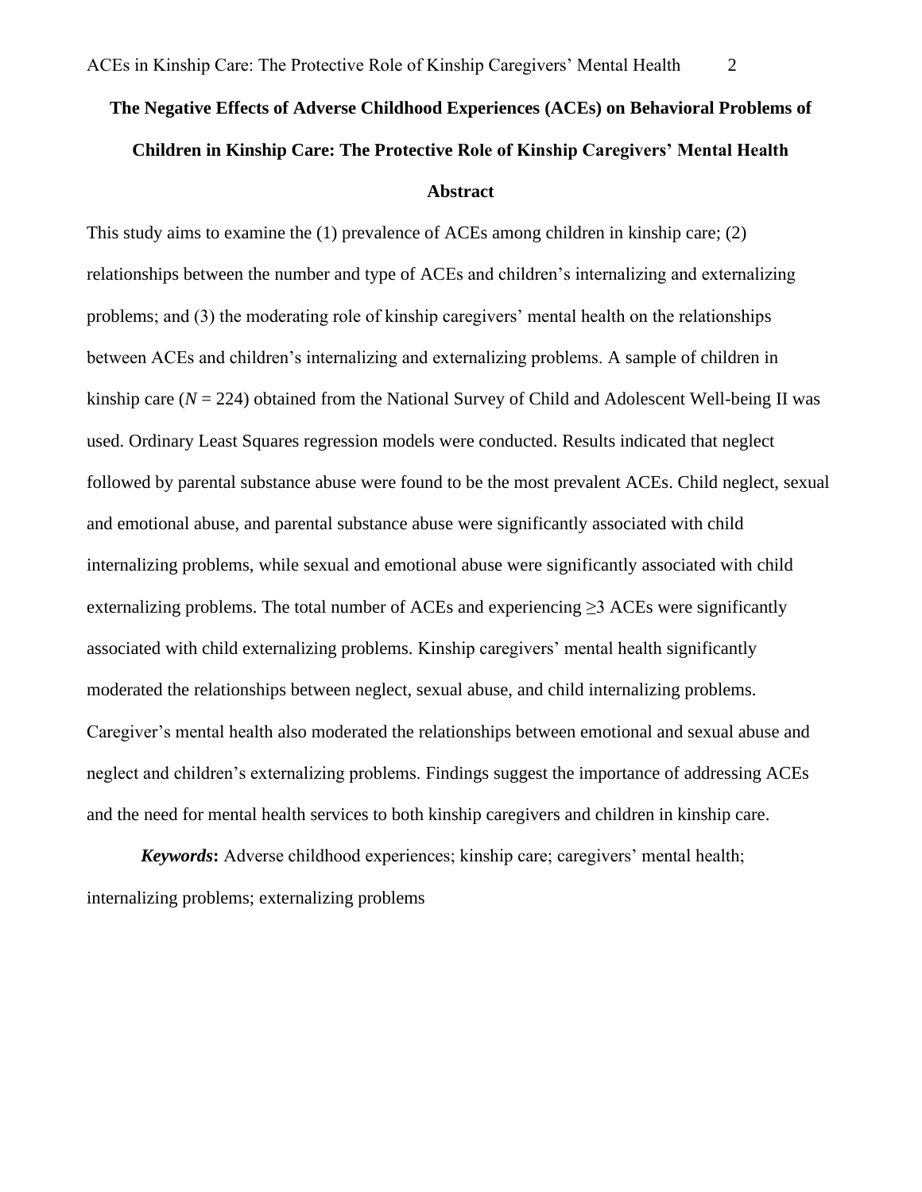# The Negative Effects of Adverse Childhood Experiences (ACEs) on Behavioral Problems of Children in Kinship Care: The Protective Role of Kinship Caregivers' Mental Health

## Abstract

This study aims to examine the (1) prevalence of ACEs among children in kinship care; (2) relationships between the number and type of ACEs and children's internalizing and externalizing problems; and (3) the moderating role of kinship caregivers' mental health on the relationships between ACEs and children's internalizing and externalizing problems. A sample of children in kinship care ($N = 224$) obtained from the National Survey of Child and Adolescent Well-being II was used. Ordinary Least Squares regression models were conducted. Results indicated that neglect followed by parental substance abuse were found to be the most prevalent ACEs. Child neglect, sexual and emotional abuse, and parental substance abuse were significantly associated with child internalizing problems, while sexual and emotional abuse were significantly associated with child externalizing problems. The total number of ACEs and experiencing ≥3 ACEs were significantly associated with child externalizing problems. Kinship caregivers' mental health significantly moderated the relationships between neglect, sexual abuse, and child internalizing problems. Caregiver's mental health also moderated the relationships between emotional and sexual abuse and neglect and children's externalizing problems. Findings suggest the importance of addressing ACEs and the need for mental health services to both kinship caregivers and children in kinship care.

***Keywords*:** Adverse childhood experiences; kinship care; caregivers' mental health; internalizing problems; externalizing problems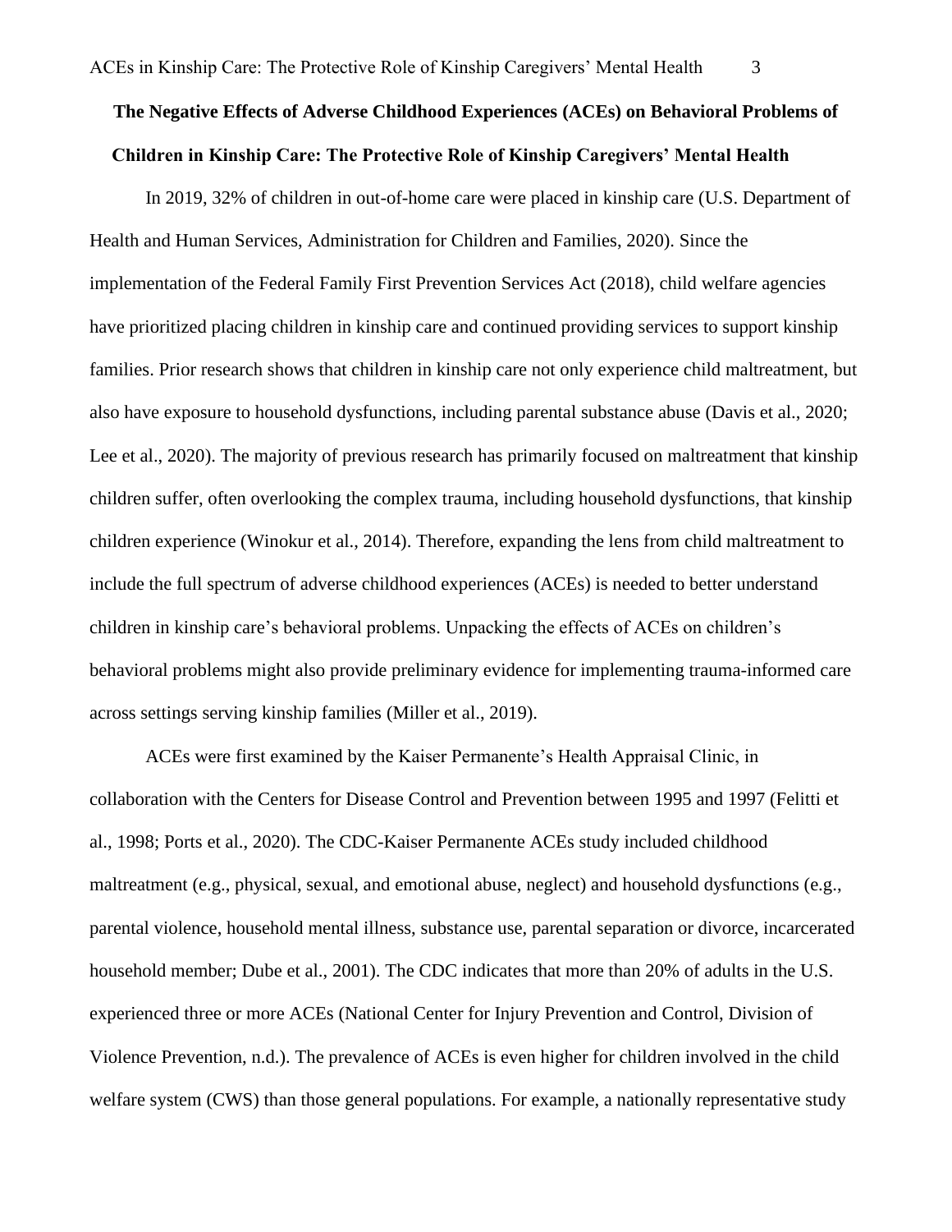# The Negative Effects of Adverse Childhood Experiences (ACEs) on Behavioral Problems of Children in Kinship Care: The Protective Role of Kinship Caregivers' Mental Health

In 2019, 32% of children in out-of-home care were placed in kinship care (U.S. Department of Health and Human Services, Administration for Children and Families, 2020). Since the implementation of the Federal Family First Prevention Services Act (2018), child welfare agencies have prioritized placing children in kinship care and continued providing services to support kinship families. Prior research shows that children in kinship care not only experience child maltreatment, but also have exposure to household dysfunctions, including parental substance abuse (Davis et al., 2020; Lee et al., 2020). The majority of previous research has primarily focused on maltreatment that kinship children suffer, often overlooking the complex trauma, including household dysfunctions, that kinship children experience (Winokur et al., 2014). Therefore, expanding the lens from child maltreatment to include the full spectrum of adverse childhood experiences (ACEs) is needed to better understand children in kinship care's behavioral problems. Unpacking the effects of ACEs on children's behavioral problems might also provide preliminary evidence for implementing trauma-informed care across settings serving kinship families (Miller et al., 2019).

ACEs were first examined by the Kaiser Permanente's Health Appraisal Clinic, in collaboration with the Centers for Disease Control and Prevention between 1995 and 1997 (Felitti et al., 1998; Ports et al., 2020). The CDC-Kaiser Permanente ACEs study included childhood maltreatment (e.g., physical, sexual, and emotional abuse, neglect) and household dysfunctions (e.g., parental violence, household mental illness, substance use, parental separation or divorce, incarcerated household member; Dube et al., 2001). The CDC indicates that more than 20% of adults in the U.S. experienced three or more ACEs (National Center for Injury Prevention and Control, Division of Violence Prevention, n.d.). The prevalence of ACEs is even higher for children involved in the child welfare system (CWS) than those general populations. For example, a nationally representative study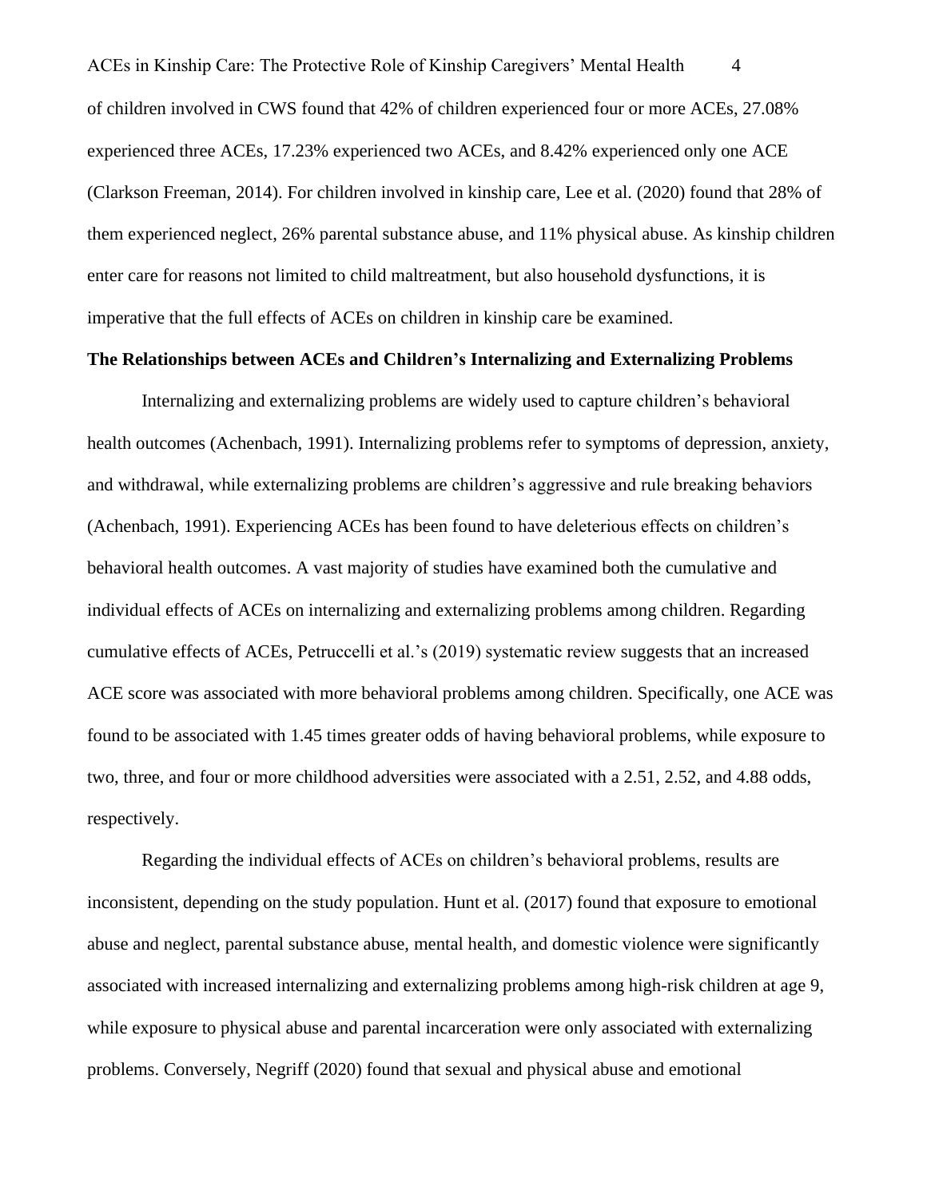of children involved in CWS found that 42% of children experienced four or more ACEs, 27.08% experienced three ACEs, 17.23% experienced two ACEs, and 8.42% experienced only one ACE (Clarkson Freeman, 2014). For children involved in kinship care, Lee et al. (2020) found that 28% of them experienced neglect, 26% parental substance abuse, and 11% physical abuse. As kinship children enter care for reasons not limited to child maltreatment, but also household dysfunctions, it is imperative that the full effects of ACEs on children in kinship care be examined.

**The Relationships between ACEs and Children's Internalizing and Externalizing Problems**

Internalizing and externalizing problems are widely used to capture children's behavioral health outcomes (Achenbach, 1991). Internalizing problems refer to symptoms of depression, anxiety, and withdrawal, while externalizing problems are children's aggressive and rule breaking behaviors (Achenbach, 1991). Experiencing ACEs has been found to have deleterious effects on children's behavioral health outcomes. A vast majority of studies have examined both the cumulative and individual effects of ACEs on internalizing and externalizing problems among children. Regarding cumulative effects of ACEs, Petruccelli et al.'s (2019) systematic review suggests that an increased ACE score was associated with more behavioral problems among children. Specifically, one ACE was found to be associated with 1.45 times greater odds of having behavioral problems, while exposure to two, three, and four or more childhood adversities were associated with a 2.51, 2.52, and 4.88 odds, respectively.

Regarding the individual effects of ACEs on children's behavioral problems, results are inconsistent, depending on the study population. Hunt et al. (2017) found that exposure to emotional abuse and neglect, parental substance abuse, mental health, and domestic violence were significantly associated with increased internalizing and externalizing problems among high-risk children at age 9, while exposure to physical abuse and parental incarceration were only associated with externalizing problems. Conversely, Negriff (2020) found that sexual and physical abuse and emotional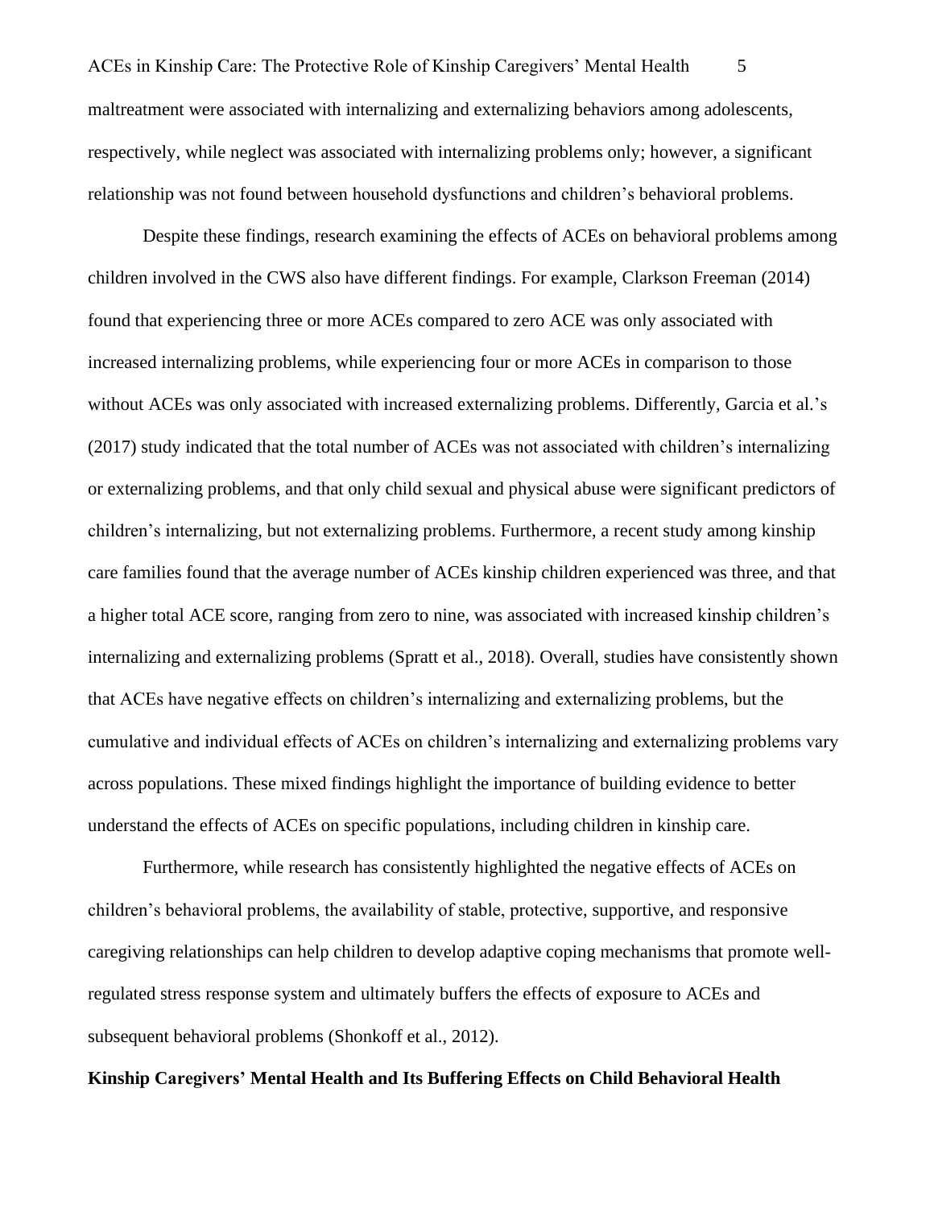maltreatment were associated with internalizing and externalizing behaviors among adolescents, respectively, while neglect was associated with internalizing problems only; however, a significant relationship was not found between household dysfunctions and children's behavioral problems.

Despite these findings, research examining the effects of ACEs on behavioral problems among children involved in the CWS also have different findings. For example, Clarkson Freeman (2014) found that experiencing three or more ACEs compared to zero ACE was only associated with increased internalizing problems, while experiencing four or more ACEs in comparison to those without ACEs was only associated with increased externalizing problems. Differently, Garcia et al.'s (2017) study indicated that the total number of ACEs was not associated with children's internalizing or externalizing problems, and that only child sexual and physical abuse were significant predictors of children's internalizing, but not externalizing problems. Furthermore, a recent study among kinship care families found that the average number of ACEs kinship children experienced was three, and that a higher total ACE score, ranging from zero to nine, was associated with increased kinship children's internalizing and externalizing problems (Spratt et al., 2018). Overall, studies have consistently shown that ACEs have negative effects on children's internalizing and externalizing problems, but the cumulative and individual effects of ACEs on children's internalizing and externalizing problems vary across populations. These mixed findings highlight the importance of building evidence to better understand the effects of ACEs on specific populations, including children in kinship care.

Furthermore, while research has consistently highlighted the negative effects of ACEs on children's behavioral problems, the availability of stable, protective, supportive, and responsive caregiving relationships can help children to develop adaptive coping mechanisms that promote well-regulated stress response system and ultimately buffers the effects of exposure to ACEs and subsequent behavioral problems (Shonkoff et al., 2012).

**Kinship Caregivers' Mental Health and Its Buffering Effects on Child Behavioral Health**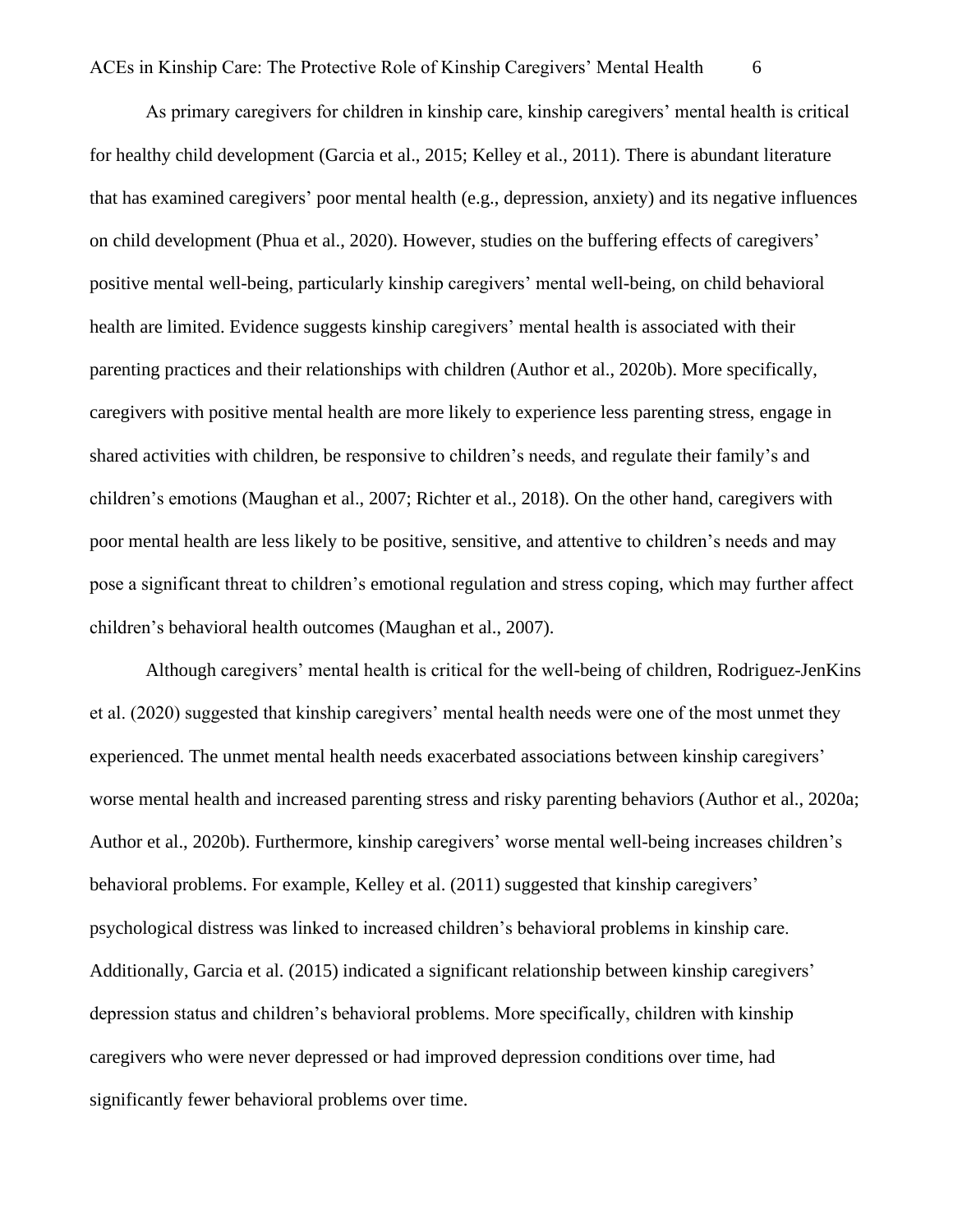As primary caregivers for children in kinship care, kinship caregivers' mental health is critical for healthy child development (Garcia et al., 2015; Kelley et al., 2011). There is abundant literature that has examined caregivers' poor mental health (e.g., depression, anxiety) and its negative influences on child development (Phua et al., 2020). However, studies on the buffering effects of caregivers' positive mental well-being, particularly kinship caregivers' mental well-being, on child behavioral health are limited. Evidence suggests kinship caregivers' mental health is associated with their parenting practices and their relationships with children (Author et al., 2020b). More specifically, caregivers with positive mental health are more likely to experience less parenting stress, engage in shared activities with children, be responsive to children's needs, and regulate their family's and children's emotions (Maughan et al., 2007; Richter et al., 2018). On the other hand, caregivers with poor mental health are less likely to be positive, sensitive, and attentive to children's needs and may pose a significant threat to children's emotional regulation and stress coping, which may further affect children's behavioral health outcomes (Maughan et al., 2007).

Although caregivers' mental health is critical for the well-being of children, Rodriguez-JenKins et al. (2020) suggested that kinship caregivers' mental health needs were one of the most unmet they experienced. The unmet mental health needs exacerbated associations between kinship caregivers' worse mental health and increased parenting stress and risky parenting behaviors (Author et al., 2020a; Author et al., 2020b). Furthermore, kinship caregivers' worse mental well-being increases children's behavioral problems. For example, Kelley et al. (2011) suggested that kinship caregivers' psychological distress was linked to increased children's behavioral problems in kinship care. Additionally, Garcia et al. (2015) indicated a significant relationship between kinship caregivers' depression status and children's behavioral problems. More specifically, children with kinship caregivers who were never depressed or had improved depression conditions over time, had significantly fewer behavioral problems over time.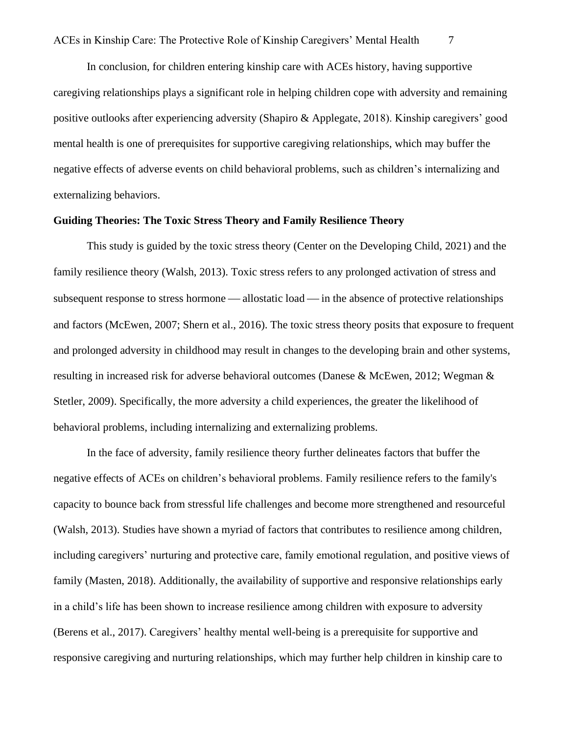In conclusion, for children entering kinship care with ACEs history, having supportive caregiving relationships plays a significant role in helping children cope with adversity and remaining positive outlooks after experiencing adversity (Shapiro & Applegate, 2018). Kinship caregivers' good mental health is one of prerequisites for supportive caregiving relationships, which may buffer the negative effects of adverse events on child behavioral problems, such as children's internalizing and externalizing behaviors.

## Guiding Theories: The Toxic Stress Theory and Family Resilience Theory

This study is guided by the toxic stress theory (Center on the Developing Child, 2021) and the family resilience theory (Walsh, 2013). Toxic stress refers to any prolonged activation of stress and subsequent response to stress hormone — allostatic load — in the absence of protective relationships and factors (McEwen, 2007; Shern et al., 2016). The toxic stress theory posits that exposure to frequent and prolonged adversity in childhood may result in changes to the developing brain and other systems, resulting in increased risk for adverse behavioral outcomes (Danese & McEwen, 2012; Wegman & Stetler, 2009). Specifically, the more adversity a child experiences, the greater the likelihood of behavioral problems, including internalizing and externalizing problems.

In the face of adversity, family resilience theory further delineates factors that buffer the negative effects of ACEs on children's behavioral problems. Family resilience refers to the family's capacity to bounce back from stressful life challenges and become more strengthened and resourceful (Walsh, 2013). Studies have shown a myriad of factors that contributes to resilience among children, including caregivers' nurturing and protective care, family emotional regulation, and positive views of family (Masten, 2018). Additionally, the availability of supportive and responsive relationships early in a child's life has been shown to increase resilience among children with exposure to adversity (Berens et al., 2017). Caregivers' healthy mental well-being is a prerequisite for supportive and responsive caregiving and nurturing relationships, which may further help children in kinship care to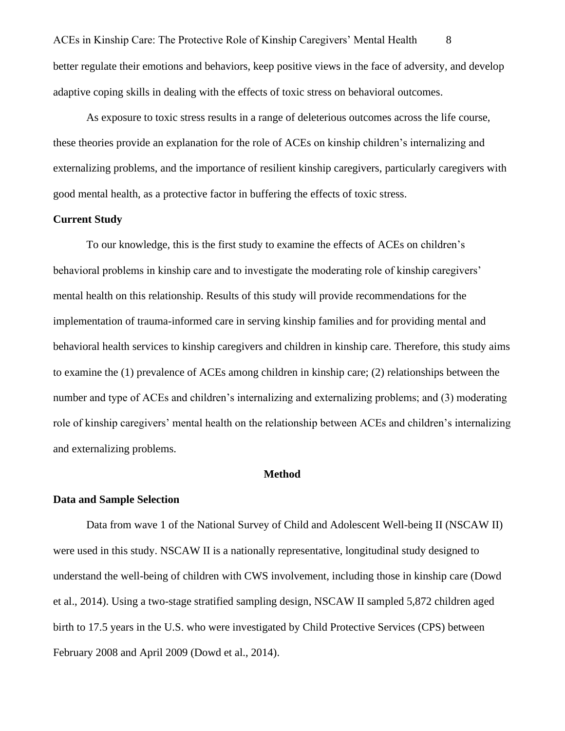better regulate their emotions and behaviors, keep positive views in the face of adversity, and develop adaptive coping skills in dealing with the effects of toxic stress on behavioral outcomes.

As exposure to toxic stress results in a range of deleterious outcomes across the life course, these theories provide an explanation for the role of ACEs on kinship children's internalizing and externalizing problems, and the importance of resilient kinship caregivers, particularly caregivers with good mental health, as a protective factor in buffering the effects of toxic stress.

## Current Study

To our knowledge, this is the first study to examine the effects of ACEs on children's behavioral problems in kinship care and to investigate the moderating role of kinship caregivers' mental health on this relationship. Results of this study will provide recommendations for the implementation of trauma-informed care in serving kinship families and for providing mental and behavioral health services to kinship caregivers and children in kinship care. Therefore, this study aims to examine the (1) prevalence of ACEs among children in kinship care; (2) relationships between the number and type of ACEs and children's internalizing and externalizing problems; and (3) moderating role of kinship caregivers' mental health on the relationship between ACEs and children's internalizing and externalizing problems.

# Method

## Data and Sample Selection

Data from wave 1 of the National Survey of Child and Adolescent Well-being II (NSCAW II) were used in this study. NSCAW II is a nationally representative, longitudinal study designed to understand the well-being of children with CWS involvement, including those in kinship care (Dowd et al., 2014). Using a two-stage stratified sampling design, NSCAW II sampled 5,872 children aged birth to 17.5 years in the U.S. who were investigated by Child Protective Services (CPS) between February 2008 and April 2009 (Dowd et al., 2014).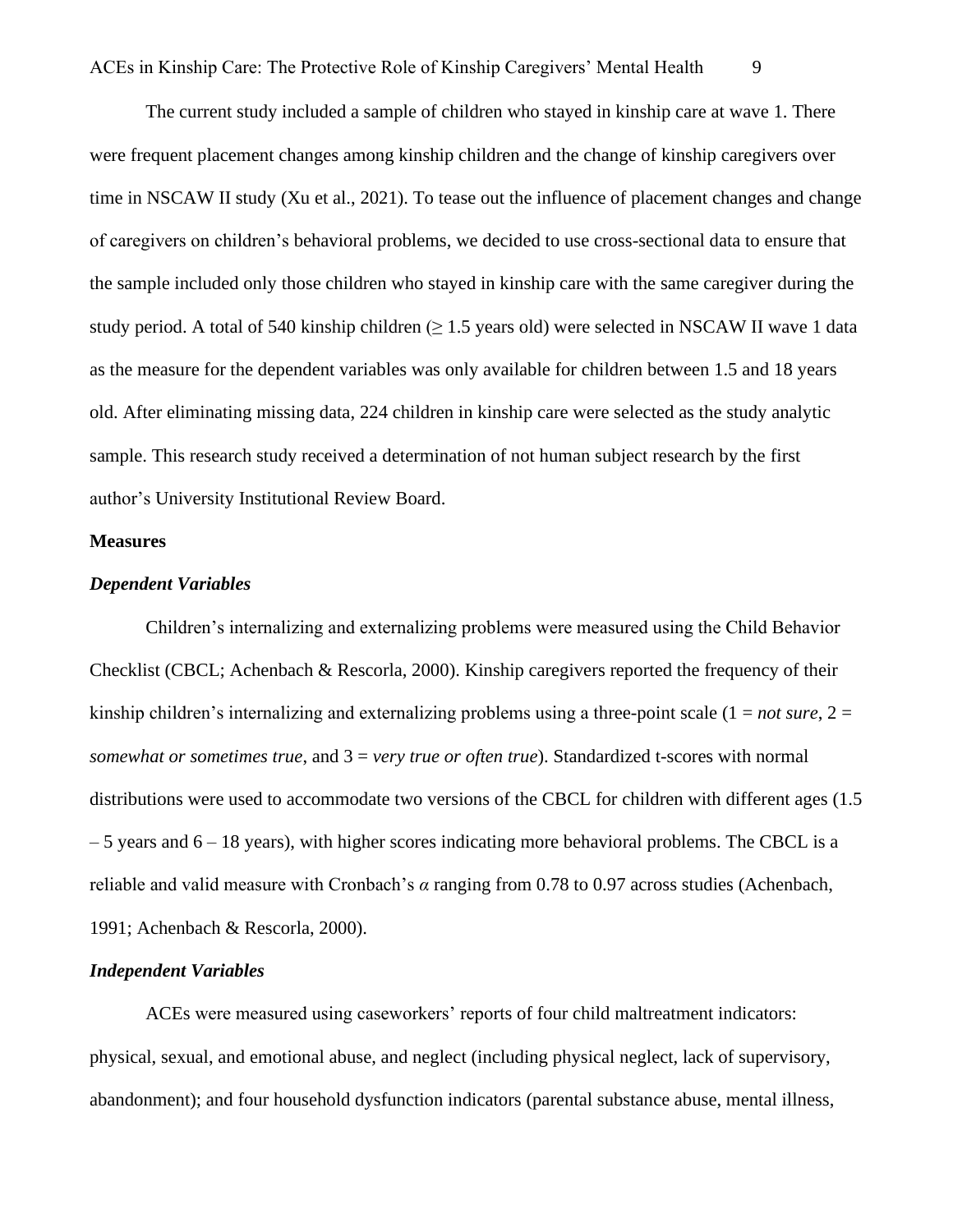The current study included a sample of children who stayed in kinship care at wave 1. There were frequent placement changes among kinship children and the change of kinship caregivers over time in NSCAW II study (Xu et al., 2021). To tease out the influence of placement changes and change of caregivers on children's behavioral problems, we decided to use cross-sectional data to ensure that the sample included only those children who stayed in kinship care with the same caregiver during the study period. A total of 540 kinship children ($\geq$ 1.5 years old) were selected in NSCAW II wave 1 data as the measure for the dependent variables was only available for children between 1.5 and 18 years old. After eliminating missing data, 224 children in kinship care were selected as the study analytic sample. This research study received a determination of not human subject research by the first author's University Institutional Review Board.

**Measures**

***Dependent Variables***

Children's internalizing and externalizing problems were measured using the Child Behavior Checklist (CBCL; Achenbach & Rescorla, 2000). Kinship caregivers reported the frequency of their kinship children's internalizing and externalizing problems using a three-point scale (1 = *not sure*, 2 = *somewhat or sometimes true*, and 3 = *very true or often true*). Standardized t-scores with normal distributions were used to accommodate two versions of the CBCL for children with different ages (1.5 – 5 years and 6 – 18 years), with higher scores indicating more behavioral problems. The CBCL is a reliable and valid measure with Cronbach's $\alpha$ ranging from 0.78 to 0.97 across studies (Achenbach, 1991; Achenbach & Rescorla, 2000).

***Independent Variables***

ACEs were measured using caseworkers' reports of four child maltreatment indicators: physical, sexual, and emotional abuse, and neglect (including physical neglect, lack of supervisory, abandonment); and four household dysfunction indicators (parental substance abuse, mental illness,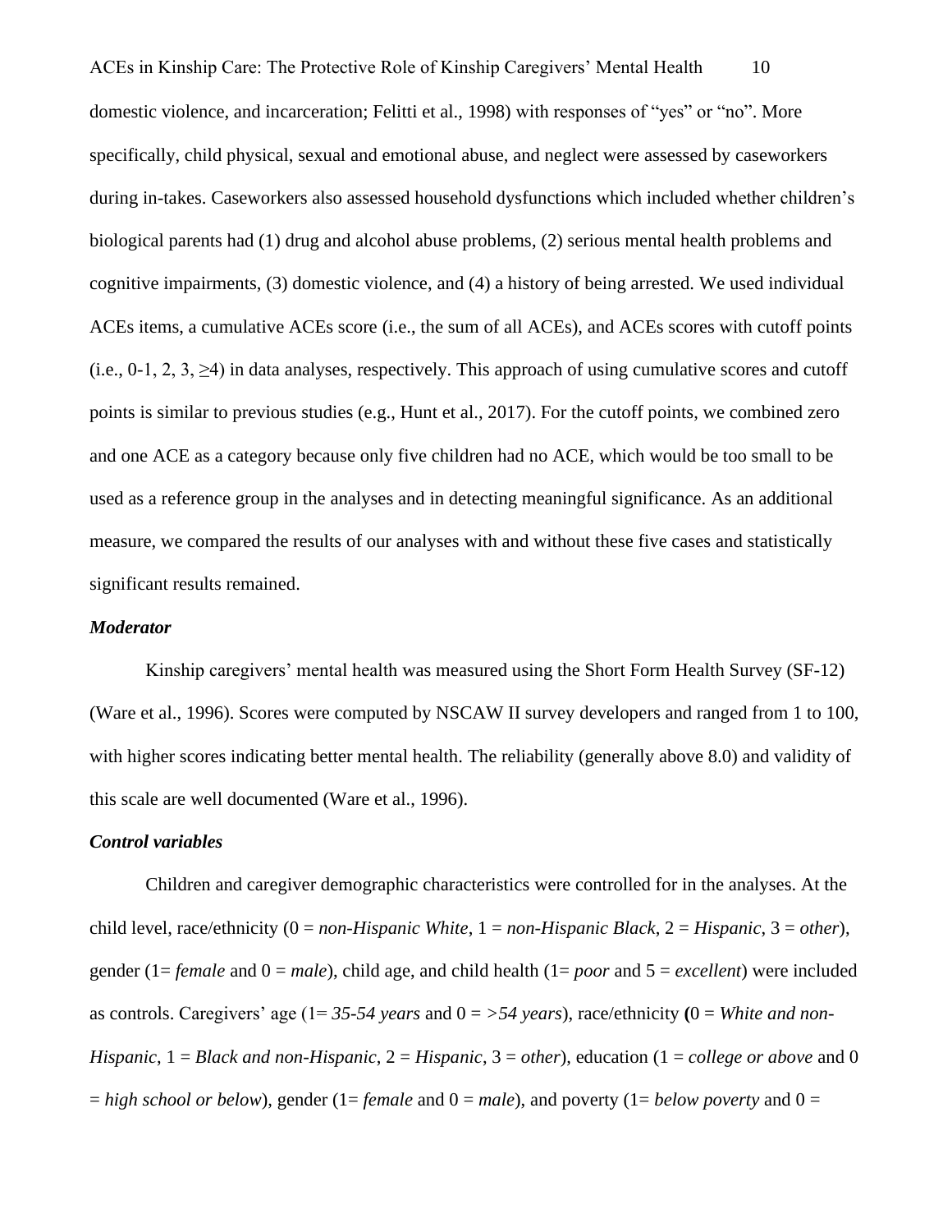domestic violence, and incarceration; Felitti et al., 1998) with responses of "yes" or "no". More specifically, child physical, sexual and emotional abuse, and neglect were assessed by caseworkers during in-takes. Caseworkers also assessed household dysfunctions which included whether children's biological parents had (1) drug and alcohol abuse problems, (2) serious mental health problems and cognitive impairments, (3) domestic violence, and (4) a history of being arrested. We used individual ACEs items, a cumulative ACEs score (i.e., the sum of all ACEs), and ACEs scores with cutoff points (i.e., 0-1, 2, 3, ≥4) in data analyses, respectively. This approach of using cumulative scores and cutoff points is similar to previous studies (e.g., Hunt et al., 2017). For the cutoff points, we combined zero and one ACE as a category because only five children had no ACE, which would be too small to be used as a reference group in the analyses and in detecting meaningful significance. As an additional measure, we compared the results of our analyses with and without these five cases and statistically significant results remained.

### *Moderator*

Kinship caregivers' mental health was measured using the Short Form Health Survey (SF-12) (Ware et al., 1996). Scores were computed by NSCAW II survey developers and ranged from 1 to 100, with higher scores indicating better mental health. The reliability (generally above 8.0) and validity of this scale are well documented (Ware et al., 1996).

### *Control variables*

Children and caregiver demographic characteristics were controlled for in the analyses. At the child level, race/ethnicity (0 = *non-Hispanic White*, 1 = *non-Hispanic Black*, 2 = *Hispanic*, 3 = *other*), gender (1= *female* and 0 = *male*), child age, and child health (1= *poor* and 5 = *excellent*) were included as controls. Caregivers' age (1= *35-54 years* and 0 = *>54 years*), race/ethnicity **(**0 = *White and non-Hispanic*, 1 = *Black and non-Hispanic*, 2 = *Hispanic*, 3 = *other*), education (1 = *college or above* and 0 = *high school or below*), gender (1= *female* and 0 = *male*), and poverty (1= *below poverty* and 0 =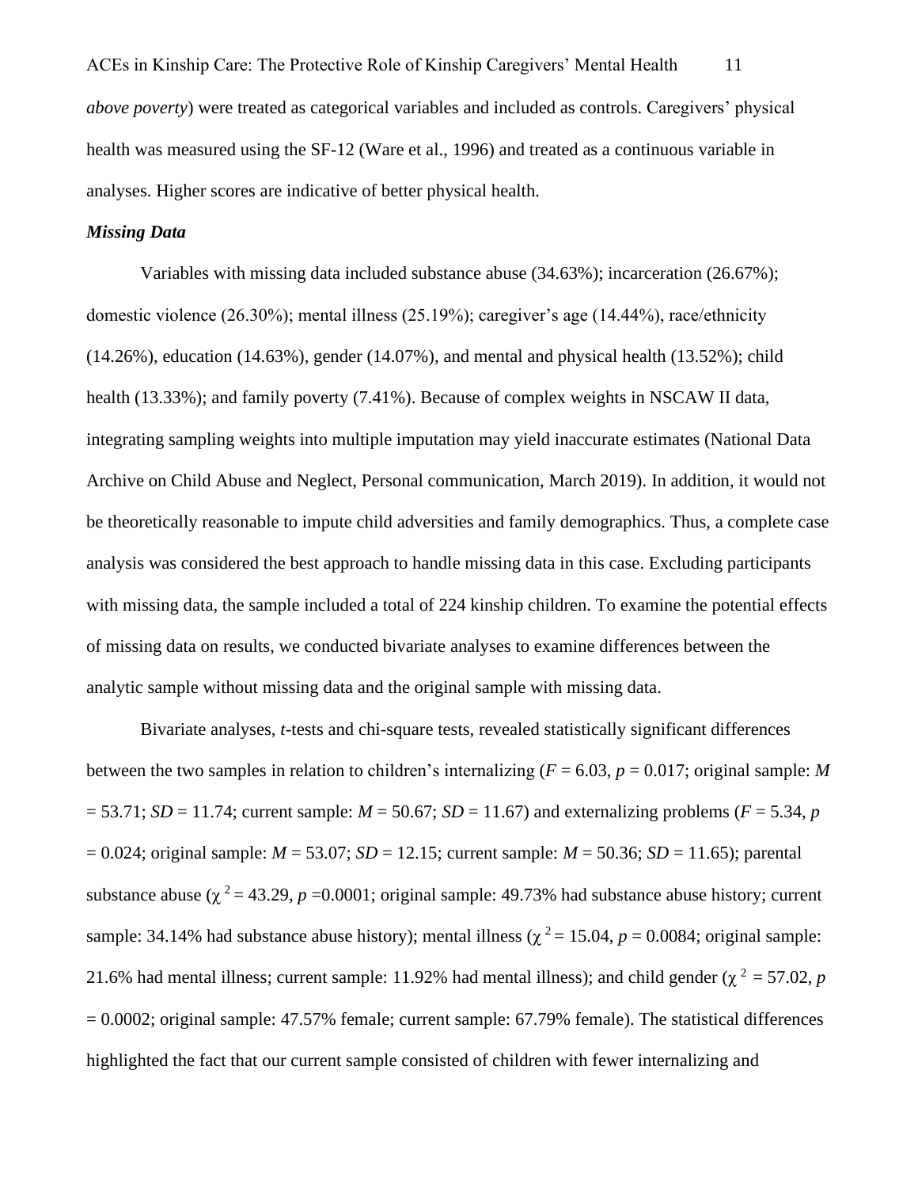*above poverty*) were treated as categorical variables and included as controls. Caregivers' physical health was measured using the SF-12 (Ware et al., 1996) and treated as a continuous variable in analyses. Higher scores are indicative of better physical health.

### *Missing Data*

Variables with missing data included substance abuse (34.63%); incarceration (26.67%); domestic violence (26.30%); mental illness (25.19%); caregiver's age (14.44%), race/ethnicity (14.26%), education (14.63%), gender (14.07%), and mental and physical health (13.52%); child health (13.33%); and family poverty (7.41%). Because of complex weights in NSCAW II data, integrating sampling weights into multiple imputation may yield inaccurate estimates (National Data Archive on Child Abuse and Neglect, Personal communication, March 2019). In addition, it would not be theoretically reasonable to impute child adversities and family demographics. Thus, a complete case analysis was considered the best approach to handle missing data in this case. Excluding participants with missing data, the sample included a total of 224 kinship children. To examine the potential effects of missing data on results, we conducted bivariate analyses to examine differences between the analytic sample without missing data and the original sample with missing data.

Bivariate analyses, *t*-tests and chi-square tests, revealed statistically significant differences between the two samples in relation to children's internalizing ($F = 6.03$, $p = 0.017$; original sample: $M = 53.71$; $SD = 11.74$; current sample: $M = 50.67$; $SD = 11.67$) and externalizing problems ($F = 5.34$, $p = 0.024$; original sample: $M = 53.07$; $SD = 12.15$; current sample: $M = 50.36$; $SD = 11.65$); parental substance abuse ($\chi^2 = 43.29$, $p = 0.0001$; original sample: 49.73% had substance abuse history; current sample: 34.14% had substance abuse history); mental illness ($\chi^2 = 15.04$, $p = 0.0084$; original sample: 21.6% had mental illness; current sample: 11.92% had mental illness); and child gender ($\chi^2 = 57.02$, $p = 0.0002$; original sample: 47.57% female; current sample: 67.79% female). The statistical differences highlighted the fact that our current sample consisted of children with fewer internalizing and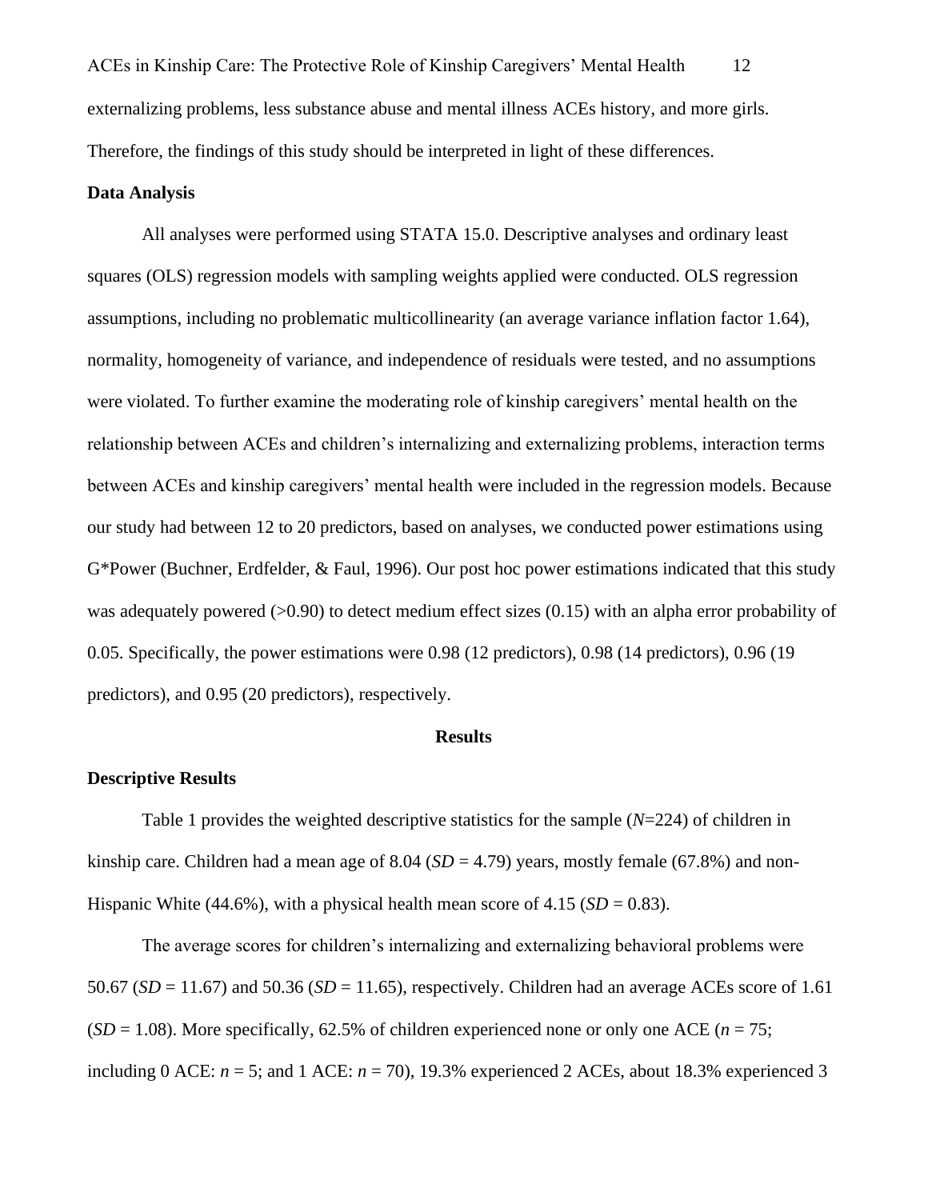externalizing problems, less substance abuse and mental illness ACEs history, and more girls. Therefore, the findings of this study should be interpreted in light of these differences.

**Data Analysis**

All analyses were performed using STATA 15.0. Descriptive analyses and ordinary least squares (OLS) regression models with sampling weights applied were conducted. OLS regression assumptions, including no problematic multicollinearity (an average variance inflation factor 1.64), normality, homogeneity of variance, and independence of residuals were tested, and no assumptions were violated. To further examine the moderating role of kinship caregivers' mental health on the relationship between ACEs and children's internalizing and externalizing problems, interaction terms between ACEs and kinship caregivers' mental health were included in the regression models. Because our study had between 12 to 20 predictors, based on analyses, we conducted power estimations using G*Power (Buchner, Erdfelder, & Faul, 1996). Our post hoc power estimations indicated that this study was adequately powered (>0.90) to detect medium effect sizes (0.15) with an alpha error probability of 0.05. Specifically, the power estimations were 0.98 (12 predictors), 0.98 (14 predictors), 0.96 (19 predictors), and 0.95 (20 predictors), respectively.

# Results

**Descriptive Results**

Table 1 provides the weighted descriptive statistics for the sample (*N*=224) of children in kinship care. Children had a mean age of 8.04 (*SD* = 4.79) years, mostly female (67.8%) and non-Hispanic White (44.6%), with a physical health mean score of 4.15 (*SD* = 0.83).

The average scores for children's internalizing and externalizing behavioral problems were 50.67 (*SD* = 11.67) and 50.36 (*SD* = 11.65), respectively. Children had an average ACEs score of 1.61 (*SD* = 1.08). More specifically, 62.5% of children experienced none or only one ACE (*n* = 75; including 0 ACE: *n* = 5; and 1 ACE: *n* = 70), 19.3% experienced 2 ACEs, about 18.3% experienced 3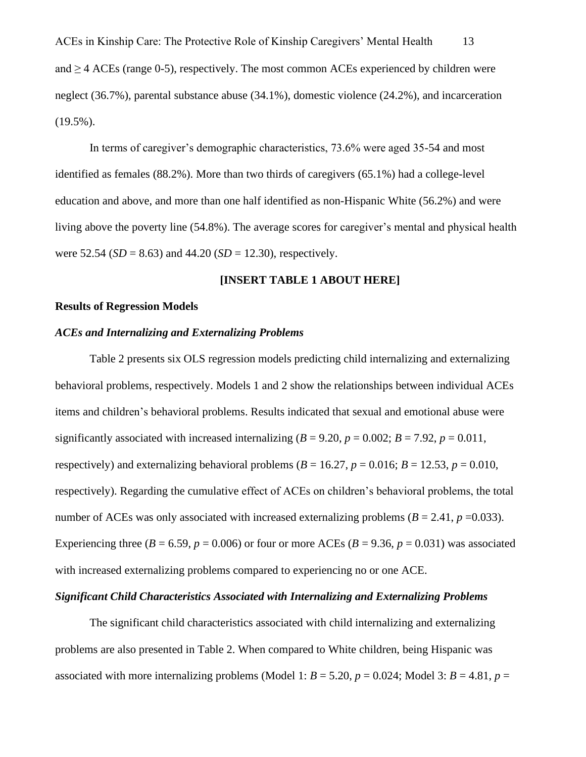and ≥ 4 ACEs (range 0-5), respectively. The most common ACEs experienced by children were neglect (36.7%), parental substance abuse (34.1%), domestic violence (24.2%), and incarceration (19.5%).

In terms of caregiver's demographic characteristics, 73.6% were aged 35-54 and most identified as females (88.2%). More than two thirds of caregivers (65.1%) had a college-level education and above, and more than one half identified as non-Hispanic White (56.2%) and were living above the poverty line (54.8%). The average scores for caregiver's mental and physical health were 52.54 (*SD* = 8.63) and 44.20 (*SD* = 12.30), respectively.

**[INSERT TABLE 1 ABOUT HERE]**

**Results of Regression Models**

***ACEs and Internalizing and Externalizing Problems***

Table 2 presents six OLS regression models predicting child internalizing and externalizing behavioral problems, respectively. Models 1 and 2 show the relationships between individual ACEs items and children's behavioral problems. Results indicated that sexual and emotional abuse were significantly associated with increased internalizing ($B$ = 9.20, $p$ = 0.002; $B$ = 7.92, $p$ = 0.011, respectively) and externalizing behavioral problems ($B$ = 16.27, $p$ = 0.016; $B$ = 12.53, $p$ = 0.010, respectively). Regarding the cumulative effect of ACEs on children's behavioral problems, the total number of ACEs was only associated with increased externalizing problems ($B$ = 2.41, $p$ =0.033). Experiencing three ($B$ = 6.59, $p$ = 0.006) or four or more ACEs ($B$ = 9.36, $p$ = 0.031) was associated with increased externalizing problems compared to experiencing no or one ACE.

***Significant Child Characteristics Associated with Internalizing and Externalizing Problems***

The significant child characteristics associated with child internalizing and externalizing problems are also presented in Table 2. When compared to White children, being Hispanic was associated with more internalizing problems (Model 1: $B$ = 5.20, $p$ = 0.024; Model 3: $B$ = 4.81, $p$ =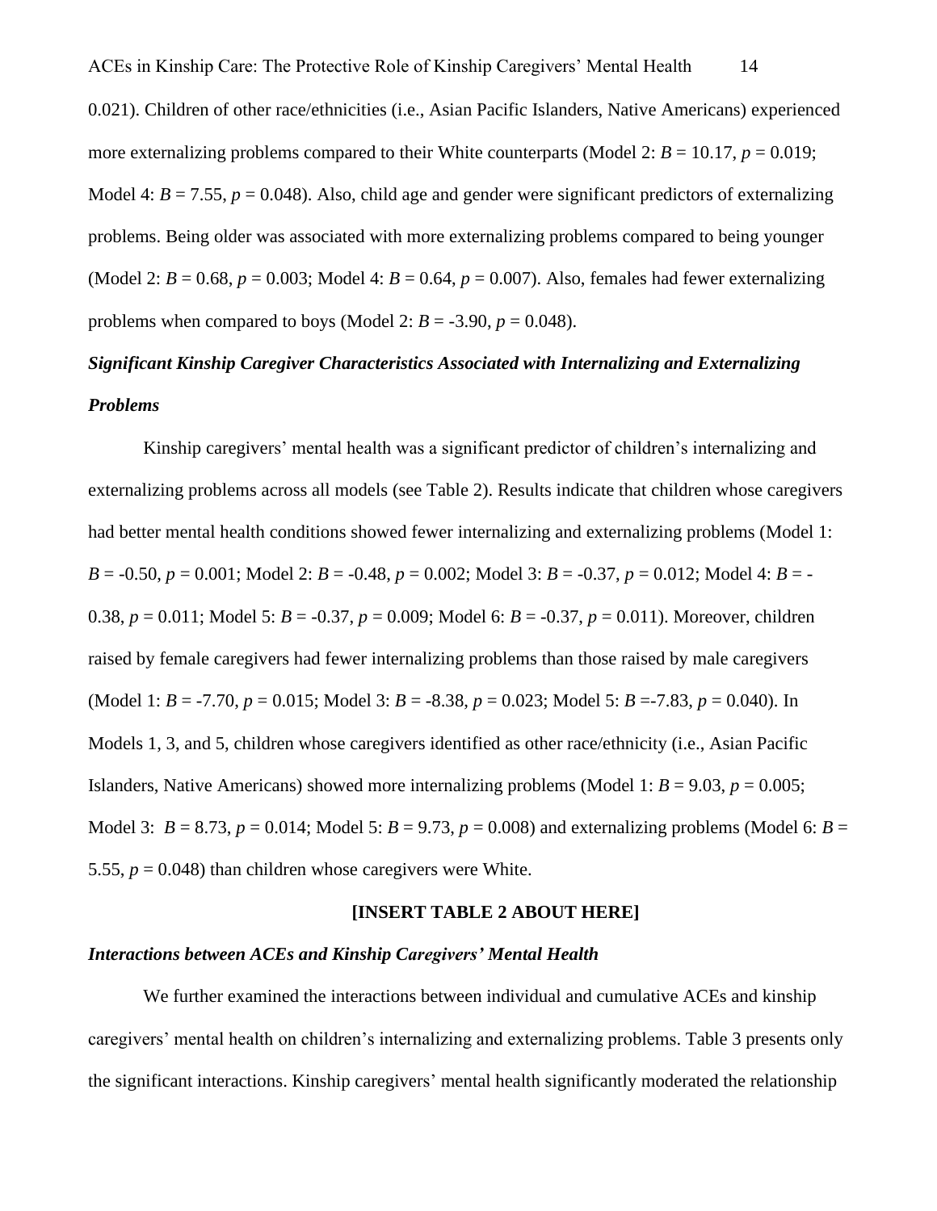0.021). Children of other race/ethnicities (i.e., Asian Pacific Islanders, Native Americans) experienced more externalizing problems compared to their White counterparts (Model 2: $B = 10.17$, $p = 0.019$; Model 4: $B = 7.55$, $p = 0.048$). Also, child age and gender were significant predictors of externalizing problems. Being older was associated with more externalizing problems compared to being younger (Model 2: $B = 0.68$, $p = 0.003$; Model 4: $B = 0.64$, $p = 0.007$). Also, females had fewer externalizing problems when compared to boys (Model 2: $B = -3.90$, $p = 0.048$).

### *Significant Kinship Caregiver Characteristics Associated with Internalizing and Externalizing Problems*

Kinship caregivers' mental health was a significant predictor of children's internalizing and externalizing problems across all models (see Table 2). Results indicate that children whose caregivers had better mental health conditions showed fewer internalizing and externalizing problems (Model 1: $B = -0.50$, $p = 0.001$; Model 2: $B = -0.48$, $p = 0.002$; Model 3: $B = -0.37$, $p = 0.012$; Model 4: $B = -0.38$, $p = 0.011$; Model 5: $B = -0.37$, $p = 0.009$; Model 6: $B = -0.37$, $p = 0.011$). Moreover, children raised by female caregivers had fewer internalizing problems than those raised by male caregivers (Model 1: $B = -7.70$, $p = 0.015$; Model 3: $B = -8.38$, $p = 0.023$; Model 5: $B = -7.83$, $p = 0.040$). In Models 1, 3, and 5, children whose caregivers identified as other race/ethnicity (i.e., Asian Pacific Islanders, Native Americans) showed more internalizing problems (Model 1: $B = 9.03$, $p = 0.005$; Model 3: $B = 8.73$, $p = 0.014$; Model 5: $B = 9.73$, $p = 0.008$) and externalizing problems (Model 6: $B = 5.55$, $p = 0.048$) than children whose caregivers were White.

**[INSERT TABLE 2 ABOUT HERE]**

### *Interactions between ACEs and Kinship Caregivers' Mental Health*

We further examined the interactions between individual and cumulative ACEs and kinship caregivers' mental health on children's internalizing and externalizing problems. Table 3 presents only the significant interactions. Kinship caregivers' mental health significantly moderated the relationship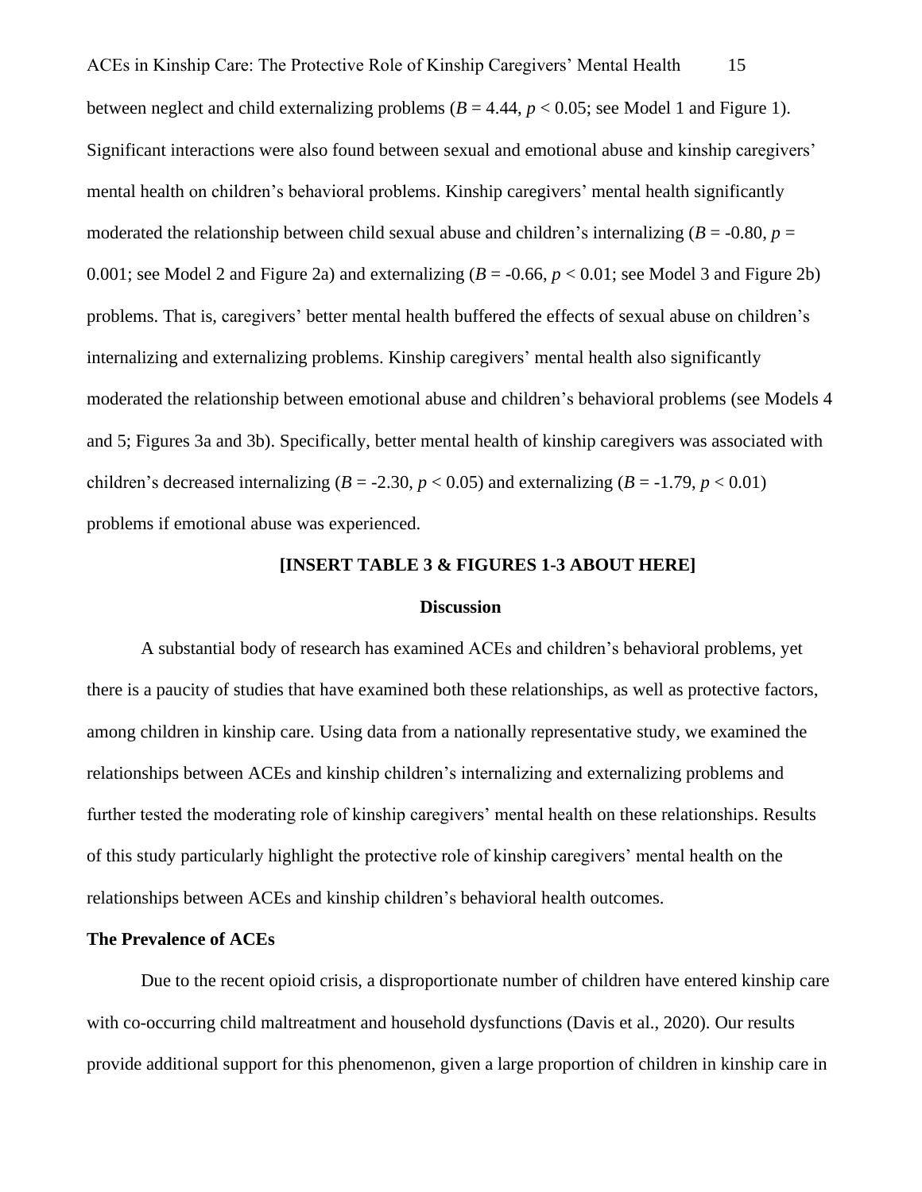between neglect and child externalizing problems ($B = 4.44$, $p < 0.05$; see Model 1 and Figure 1). Significant interactions were also found between sexual and emotional abuse and kinship caregivers' mental health on children's behavioral problems. Kinship caregivers' mental health significantly moderated the relationship between child sexual abuse and children's internalizing ($B = -0.80$, $p = 0.001$; see Model 2 and Figure 2a) and externalizing ($B = -0.66$, $p < 0.01$; see Model 3 and Figure 2b) problems. That is, caregivers' better mental health buffered the effects of sexual abuse on children's internalizing and externalizing problems. Kinship caregivers' mental health also significantly moderated the relationship between emotional abuse and children's behavioral problems (see Models 4 and 5; Figures 3a and 3b). Specifically, better mental health of kinship caregivers was associated with children's decreased internalizing ($B = -2.30$, $p < 0.05$) and externalizing ($B = -1.79$, $p < 0.01$) problems if emotional abuse was experienced.

**[INSERT TABLE 3 & FIGURES 1-3 ABOUT HERE]**

## Discussion

A substantial body of research has examined ACEs and children's behavioral problems, yet there is a paucity of studies that have examined both these relationships, as well as protective factors, among children in kinship care. Using data from a nationally representative study, we examined the relationships between ACEs and kinship children's internalizing and externalizing problems and further tested the moderating role of kinship caregivers' mental health on these relationships. Results of this study particularly highlight the protective role of kinship caregivers' mental health on the relationships between ACEs and kinship children's behavioral health outcomes.

### The Prevalence of ACEs

Due to the recent opioid crisis, a disproportionate number of children have entered kinship care with co-occurring child maltreatment and household dysfunctions (Davis et al., 2020). Our results provide additional support for this phenomenon, given a large proportion of children in kinship care in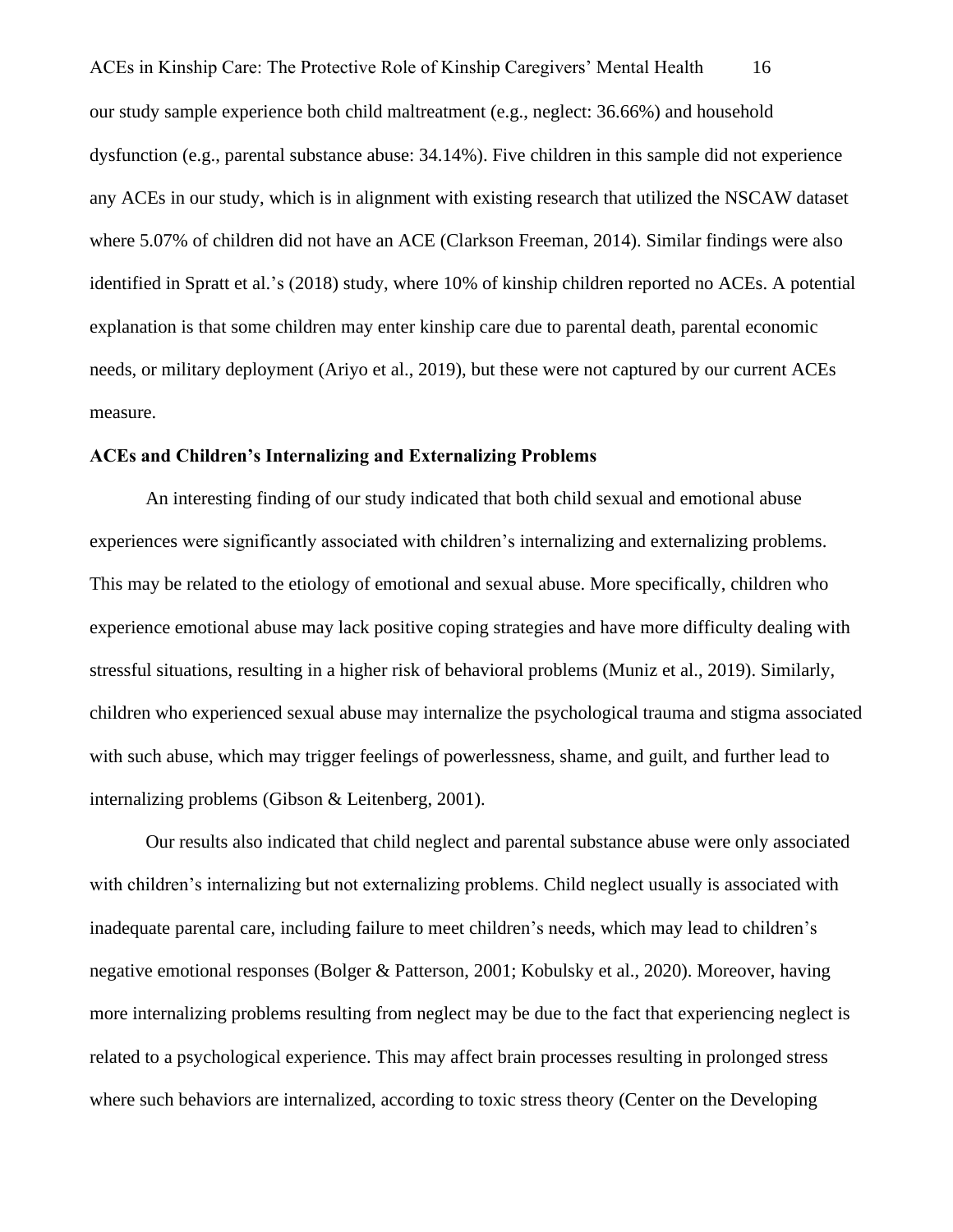our study sample experience both child maltreatment (e.g., neglect: 36.66%) and household dysfunction (e.g., parental substance abuse: 34.14%). Five children in this sample did not experience any ACEs in our study, which is in alignment with existing research that utilized the NSCAW dataset where 5.07% of children did not have an ACE (Clarkson Freeman, 2014). Similar findings were also identified in Spratt et al.'s (2018) study, where 10% of kinship children reported no ACEs. A potential explanation is that some children may enter kinship care due to parental death, parental economic needs, or military deployment (Ariyo et al., 2019), but these were not captured by our current ACEs measure.

**ACEs and Children's Internalizing and Externalizing Problems**

An interesting finding of our study indicated that both child sexual and emotional abuse experiences were significantly associated with children's internalizing and externalizing problems. This may be related to the etiology of emotional and sexual abuse. More specifically, children who experience emotional abuse may lack positive coping strategies and have more difficulty dealing with stressful situations, resulting in a higher risk of behavioral problems (Muniz et al., 2019). Similarly, children who experienced sexual abuse may internalize the psychological trauma and stigma associated with such abuse, which may trigger feelings of powerlessness, shame, and guilt, and further lead to internalizing problems (Gibson & Leitenberg, 2001).

Our results also indicated that child neglect and parental substance abuse were only associated with children's internalizing but not externalizing problems. Child neglect usually is associated with inadequate parental care, including failure to meet children's needs, which may lead to children's negative emotional responses (Bolger & Patterson, 2001; Kobulsky et al., 2020). Moreover, having more internalizing problems resulting from neglect may be due to the fact that experiencing neglect is related to a psychological experience. This may affect brain processes resulting in prolonged stress where such behaviors are internalized, according to toxic stress theory (Center on the Developing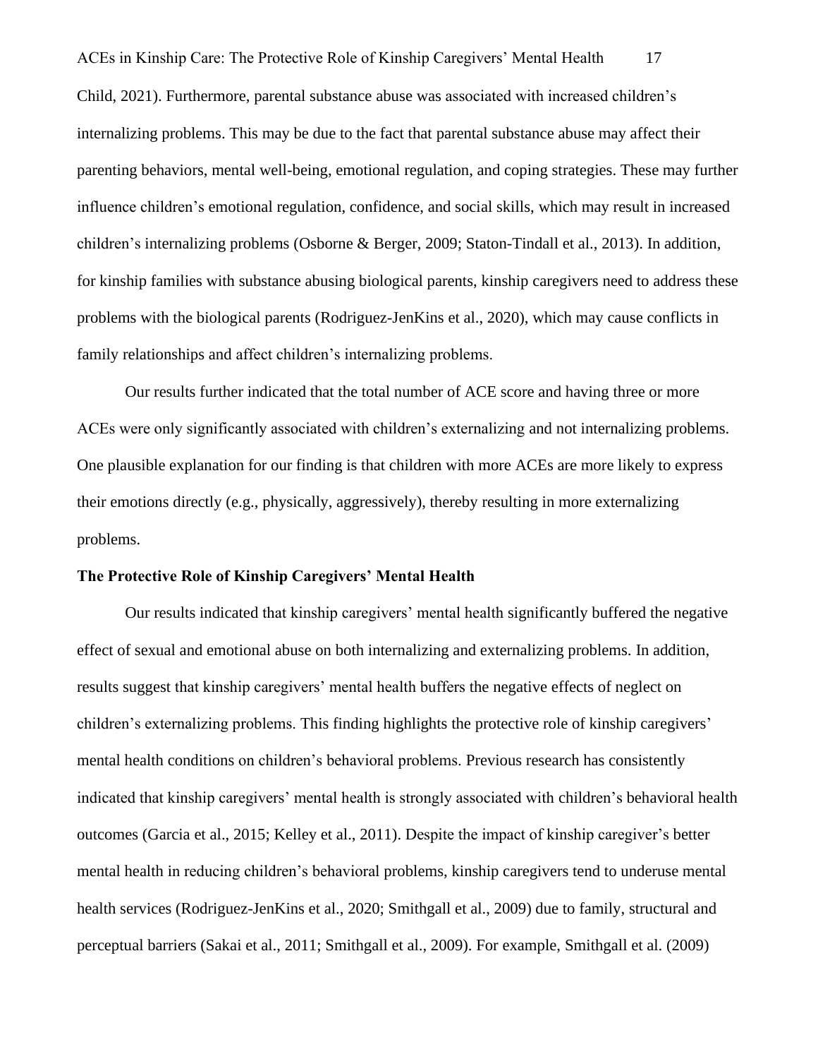Child, 2021). Furthermore, parental substance abuse was associated with increased children's internalizing problems. This may be due to the fact that parental substance abuse may affect their parenting behaviors, mental well-being, emotional regulation, and coping strategies. These may further influence children's emotional regulation, confidence, and social skills, which may result in increased children's internalizing problems (Osborne & Berger, 2009; Staton-Tindall et al., 2013). In addition, for kinship families with substance abusing biological parents, kinship caregivers need to address these problems with the biological parents (Rodriguez-JenKins et al., 2020), which may cause conflicts in family relationships and affect children's internalizing problems.

Our results further indicated that the total number of ACE score and having three or more ACEs were only significantly associated with children's externalizing and not internalizing problems. One plausible explanation for our finding is that children with more ACEs are more likely to express their emotions directly (e.g., physically, aggressively), thereby resulting in more externalizing problems.

**The Protective Role of Kinship Caregivers' Mental Health**

Our results indicated that kinship caregivers' mental health significantly buffered the negative effect of sexual and emotional abuse on both internalizing and externalizing problems. In addition, results suggest that kinship caregivers' mental health buffers the negative effects of neglect on children's externalizing problems. This finding highlights the protective role of kinship caregivers' mental health conditions on children's behavioral problems. Previous research has consistently indicated that kinship caregivers' mental health is strongly associated with children's behavioral health outcomes (Garcia et al., 2015; Kelley et al., 2011). Despite the impact of kinship caregiver's better mental health in reducing children's behavioral problems, kinship caregivers tend to underuse mental health services (Rodriguez-JenKins et al., 2020; Smithgall et al., 2009) due to family, structural and perceptual barriers (Sakai et al., 2011; Smithgall et al., 2009). For example, Smithgall et al. (2009)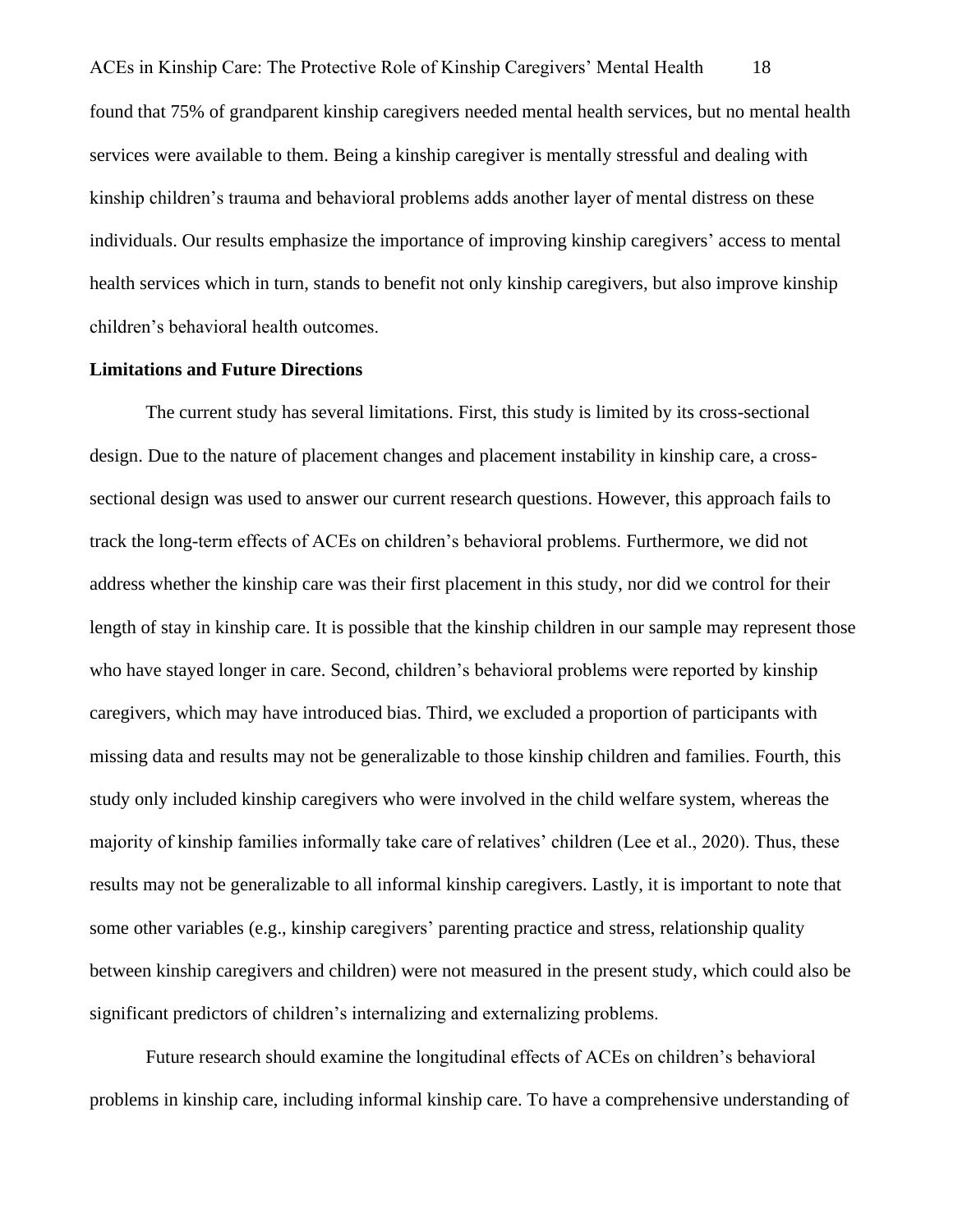found that 75% of grandparent kinship caregivers needed mental health services, but no mental health services were available to them. Being a kinship caregiver is mentally stressful and dealing with kinship children's trauma and behavioral problems adds another layer of mental distress on these individuals. Our results emphasize the importance of improving kinship caregivers' access to mental health services which in turn, stands to benefit not only kinship caregivers, but also improve kinship children's behavioral health outcomes.

**Limitations and Future Directions**

The current study has several limitations. First, this study is limited by its cross-sectional design. Due to the nature of placement changes and placement instability in kinship care, a cross-sectional design was used to answer our current research questions. However, this approach fails to track the long-term effects of ACEs on children's behavioral problems. Furthermore, we did not address whether the kinship care was their first placement in this study, nor did we control for their length of stay in kinship care. It is possible that the kinship children in our sample may represent those who have stayed longer in care. Second, children's behavioral problems were reported by kinship caregivers, which may have introduced bias. Third, we excluded a proportion of participants with missing data and results may not be generalizable to those kinship children and families. Fourth, this study only included kinship caregivers who were involved in the child welfare system, whereas the majority of kinship families informally take care of relatives' children (Lee et al., 2020). Thus, these results may not be generalizable to all informal kinship caregivers. Lastly, it is important to note that some other variables (e.g., kinship caregivers' parenting practice and stress, relationship quality between kinship caregivers and children) were not measured in the present study, which could also be significant predictors of children's internalizing and externalizing problems.

Future research should examine the longitudinal effects of ACEs on children's behavioral problems in kinship care, including informal kinship care. To have a comprehensive understanding of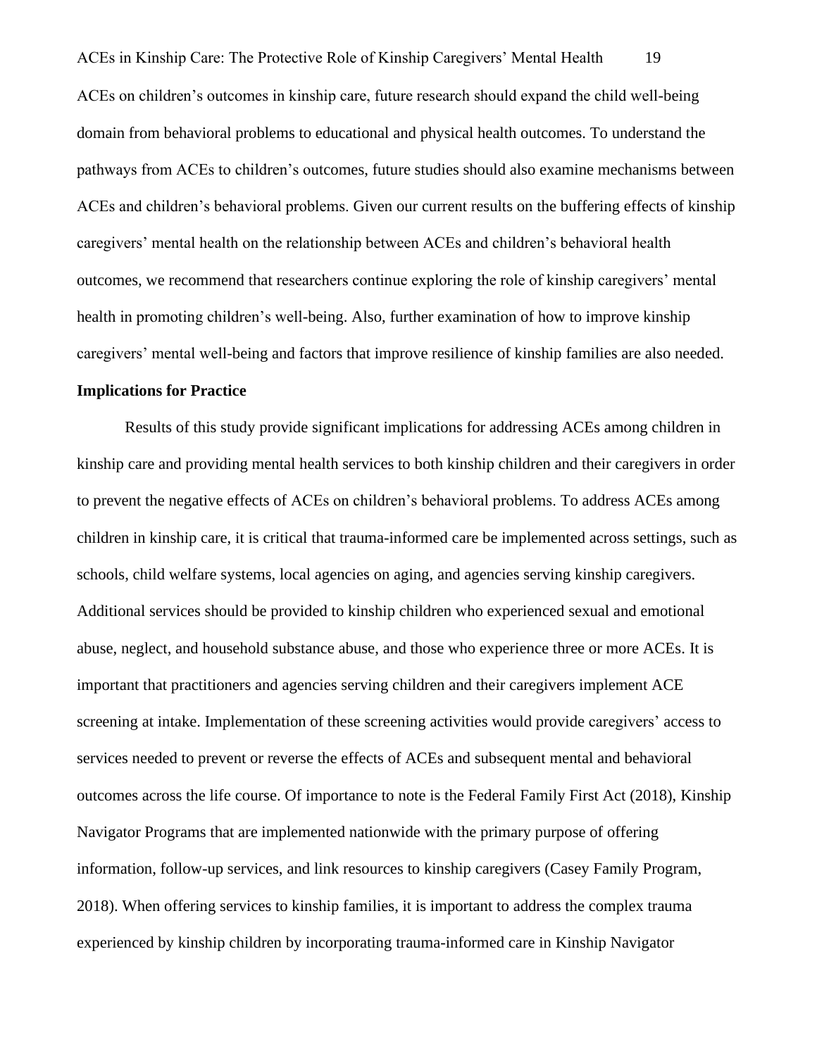ACEs on children's outcomes in kinship care, future research should expand the child well-being domain from behavioral problems to educational and physical health outcomes. To understand the pathways from ACEs to children's outcomes, future studies should also examine mechanisms between ACEs and children's behavioral problems. Given our current results on the buffering effects of kinship caregivers' mental health on the relationship between ACEs and children's behavioral health outcomes, we recommend that researchers continue exploring the role of kinship caregivers' mental health in promoting children's well-being. Also, further examination of how to improve kinship caregivers' mental well-being and factors that improve resilience of kinship families are also needed.

**Implications for Practice**

Results of this study provide significant implications for addressing ACEs among children in kinship care and providing mental health services to both kinship children and their caregivers in order to prevent the negative effects of ACEs on children's behavioral problems. To address ACEs among children in kinship care, it is critical that trauma-informed care be implemented across settings, such as schools, child welfare systems, local agencies on aging, and agencies serving kinship caregivers. Additional services should be provided to kinship children who experienced sexual and emotional abuse, neglect, and household substance abuse, and those who experience three or more ACEs. It is important that practitioners and agencies serving children and their caregivers implement ACE screening at intake. Implementation of these screening activities would provide caregivers' access to services needed to prevent or reverse the effects of ACEs and subsequent mental and behavioral outcomes across the life course. Of importance to note is the Federal Family First Act (2018), Kinship Navigator Programs that are implemented nationwide with the primary purpose of offering information, follow-up services, and link resources to kinship caregivers (Casey Family Program, 2018). When offering services to kinship families, it is important to address the complex trauma experienced by kinship children by incorporating trauma-informed care in Kinship Navigator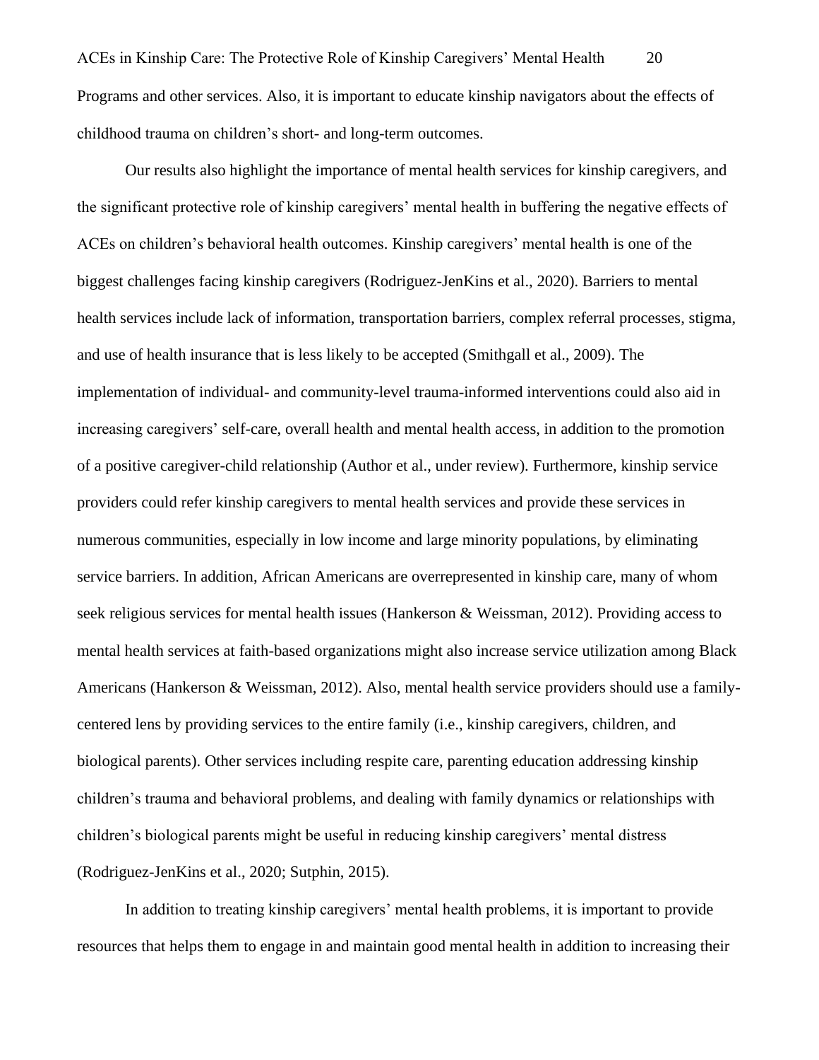Programs and other services. Also, it is important to educate kinship navigators about the effects of childhood trauma on children's short- and long-term outcomes.

Our results also highlight the importance of mental health services for kinship caregivers, and the significant protective role of kinship caregivers' mental health in buffering the negative effects of ACEs on children's behavioral health outcomes. Kinship caregivers' mental health is one of the biggest challenges facing kinship caregivers (Rodriguez-JenKins et al., 2020). Barriers to mental health services include lack of information, transportation barriers, complex referral processes, stigma, and use of health insurance that is less likely to be accepted (Smithgall et al., 2009). The implementation of individual- and community-level trauma-informed interventions could also aid in increasing caregivers' self-care, overall health and mental health access, in addition to the promotion of a positive caregiver-child relationship (Author et al., under review). Furthermore, kinship service providers could refer kinship caregivers to mental health services and provide these services in numerous communities, especially in low income and large minority populations, by eliminating service barriers. In addition, African Americans are overrepresented in kinship care, many of whom seek religious services for mental health issues (Hankerson & Weissman, 2012). Providing access to mental health services at faith-based organizations might also increase service utilization among Black Americans (Hankerson & Weissman, 2012). Also, mental health service providers should use a family-centered lens by providing services to the entire family (i.e., kinship caregivers, children, and biological parents). Other services including respite care, parenting education addressing kinship children's trauma and behavioral problems, and dealing with family dynamics or relationships with children's biological parents might be useful in reducing kinship caregivers' mental distress (Rodriguez-JenKins et al., 2020; Sutphin, 2015).

In addition to treating kinship caregivers' mental health problems, it is important to provide resources that helps them to engage in and maintain good mental health in addition to increasing their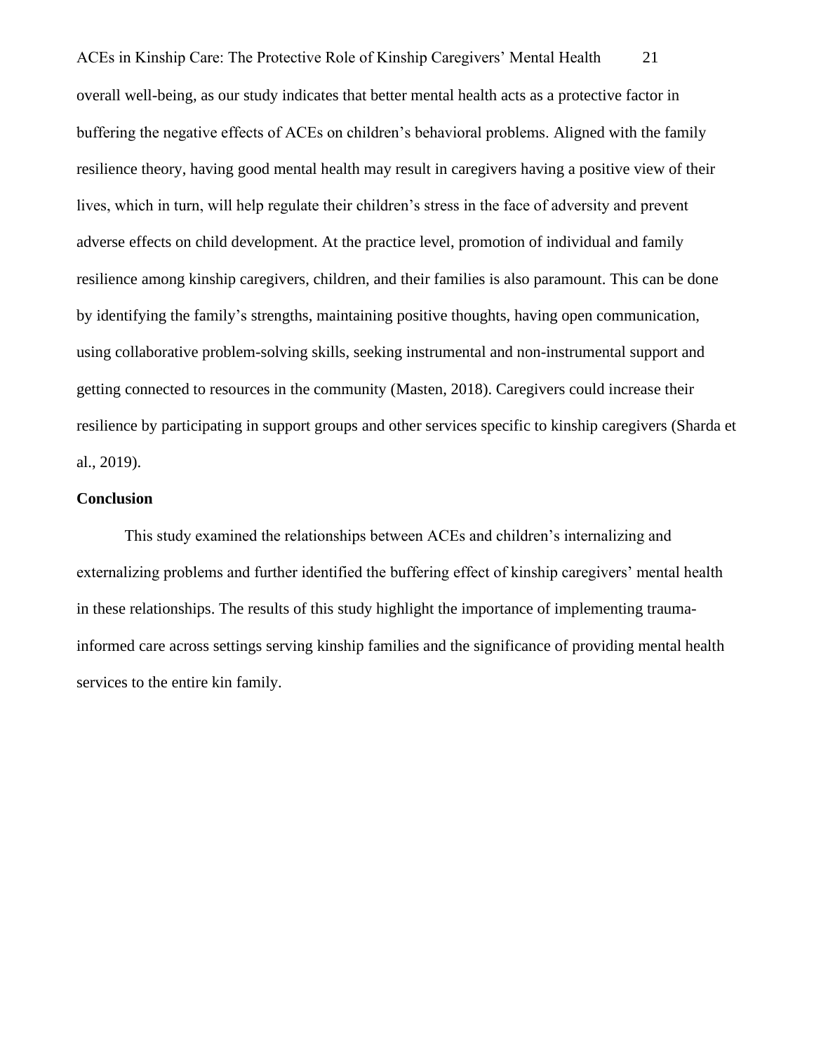overall well-being, as our study indicates that better mental health acts as a protective factor in buffering the negative effects of ACEs on children's behavioral problems. Aligned with the family resilience theory, having good mental health may result in caregivers having a positive view of their lives, which in turn, will help regulate their children's stress in the face of adversity and prevent adverse effects on child development. At the practice level, promotion of individual and family resilience among kinship caregivers, children, and their families is also paramount. This can be done by identifying the family's strengths, maintaining positive thoughts, having open communication, using collaborative problem-solving skills, seeking instrumental and non-instrumental support and getting connected to resources in the community (Masten, 2018). Caregivers could increase their resilience by participating in support groups and other services specific to kinship caregivers (Sharda et al., 2019).

## Conclusion

This study examined the relationships between ACEs and children's internalizing and externalizing problems and further identified the buffering effect of kinship caregivers' mental health in these relationships. The results of this study highlight the importance of implementing trauma-informed care across settings serving kinship families and the significance of providing mental health services to the entire kin family.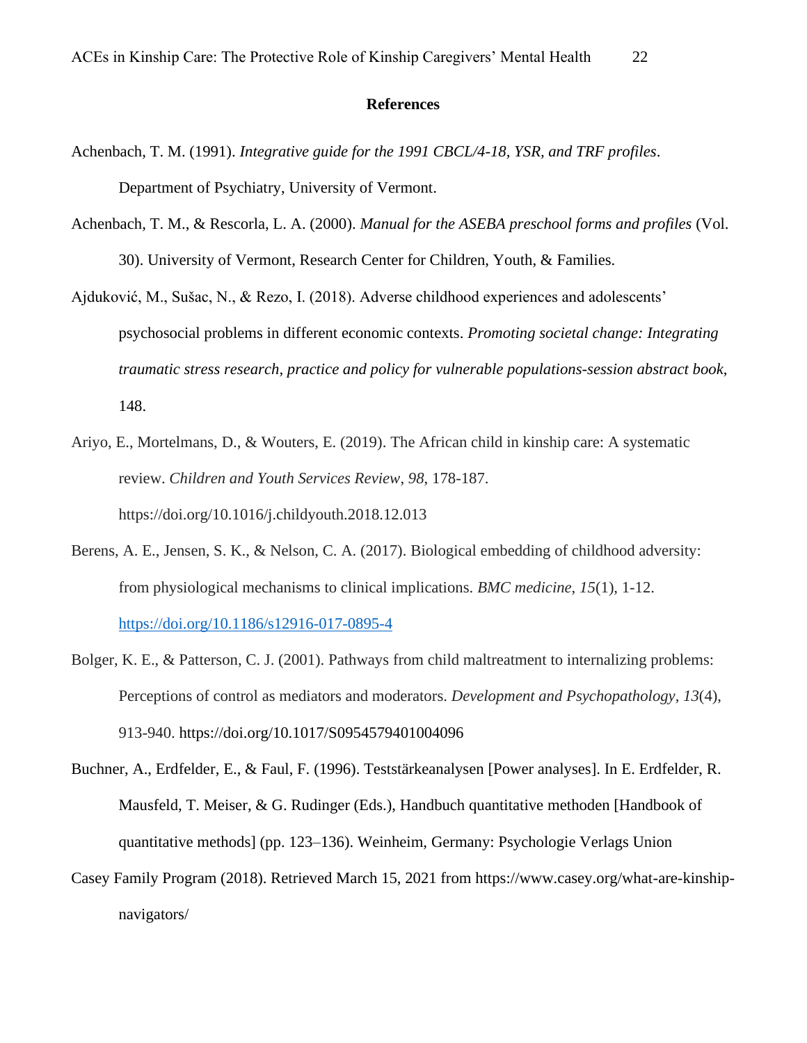## References

Achenbach, T. M. (1991). *Integrative guide for the 1991 CBCL/4-18, YSR, and TRF profiles*. Department of Psychiatry, University of Vermont.

Achenbach, T. M., & Rescorla, L. A. (2000). *Manual for the ASEBA preschool forms and profiles* (Vol. 30). University of Vermont, Research Center for Children, Youth, & Families.

Ajduković, M., Sušac, N., & Rezo, I. (2018). Adverse childhood experiences and adolescents' psychosocial problems in different economic contexts. *Promoting societal change: Integrating traumatic stress research, practice and policy for vulnerable populations-session abstract book*, 148.

Ariyo, E., Mortelmans, D., & Wouters, E. (2019). The African child in kinship care: A systematic review. *Children and Youth Services Review*, *98*, 178-187. https://doi.org/10.1016/j.childyouth.2018.12.013

Berens, A. E., Jensen, S. K., & Nelson, C. A. (2017). Biological embedding of childhood adversity: from physiological mechanisms to clinical implications. *BMC medicine*, *15*(1), 1-12. https://doi.org/10.1186/s12916-017-0895-4

Bolger, K. E., & Patterson, C. J. (2001). Pathways from child maltreatment to internalizing problems: Perceptions of control as mediators and moderators. *Development and Psychopathology*, *13*(4), 913-940. https://doi.org/10.1017/S0954579401004096

Buchner, A., Erdfelder, E., & Faul, F. (1996). Teststärkeanalysen [Power analyses]. In E. Erdfelder, R. Mausfeld, T. Meiser, & G. Rudinger (Eds.), Handbuch quantitative methoden [Handbook of quantitative methods] (pp. 123–136). Weinheim, Germany: Psychologie Verlags Union

Casey Family Program (2018). Retrieved March 15, 2021 from https://www.casey.org/what-are-kinship-navigators/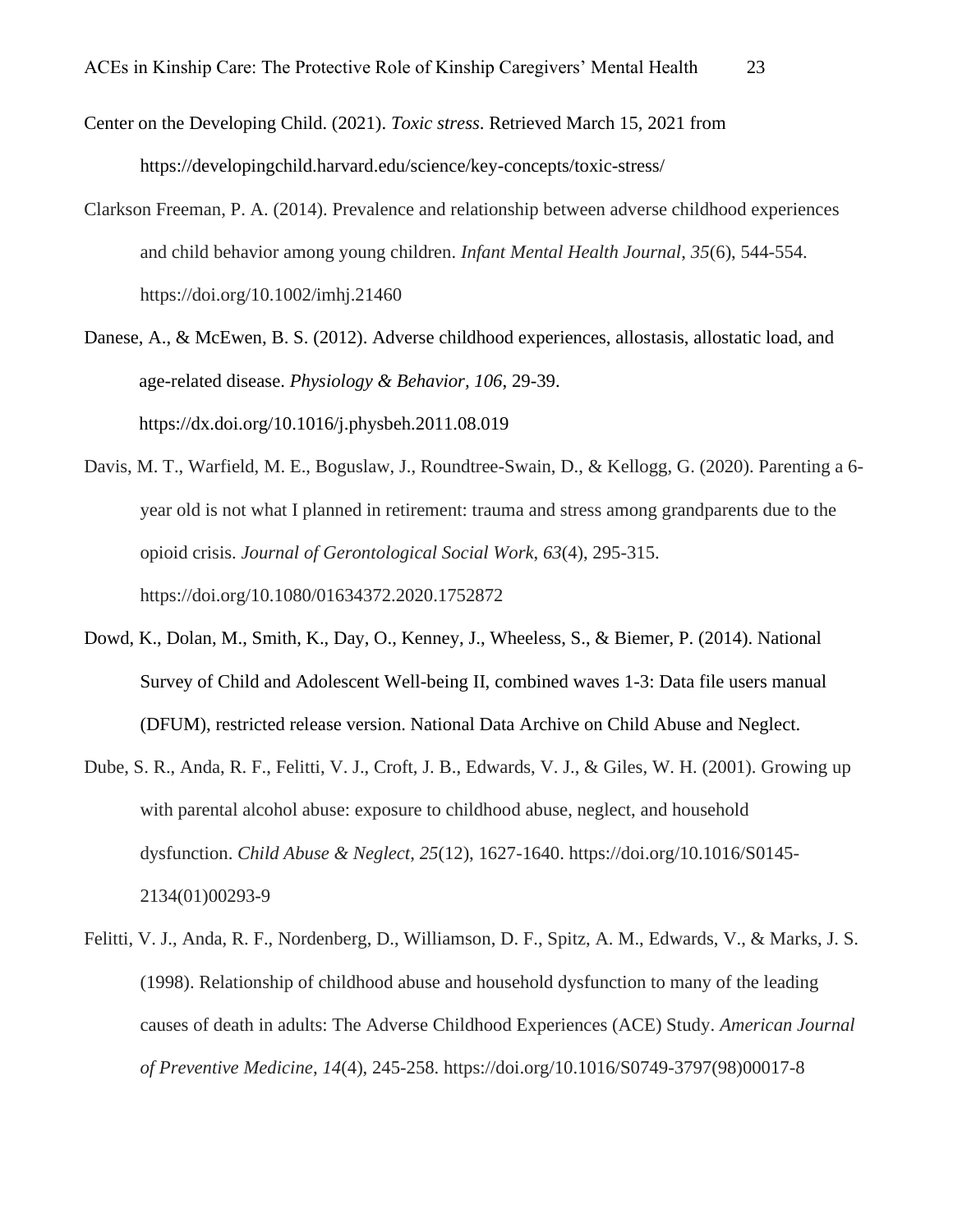Center on the Developing Child. (2021). *Toxic stress*. Retrieved March 15, 2021 from https://developingchild.harvard.edu/science/key-concepts/toxic-stress/

Clarkson Freeman, P. A. (2014). Prevalence and relationship between adverse childhood experiences and child behavior among young children. *Infant Mental Health Journal*, *35*(6), 544-554. https://doi.org/10.1002/imhj.21460

Danese, A., & McEwen, B. S. (2012). Adverse childhood experiences, allostasis, allostatic load, and age-related disease. *Physiology & Behavior*, *106*, 29-39. https://dx.doi.org/10.1016/j.physbeh.2011.08.019

Davis, M. T., Warfield, M. E., Boguslaw, J., Roundtree-Swain, D., & Kellogg, G. (2020). Parenting a 6-year old is not what I planned in retirement: trauma and stress among grandparents due to the opioid crisis. *Journal of Gerontological Social Work*, *63*(4), 295-315. https://doi.org/10.1080/01634372.2020.1752872

Dowd, K., Dolan, M., Smith, K., Day, O., Kenney, J., Wheeless, S., & Biemer, P. (2014). National Survey of Child and Adolescent Well-being II, combined waves 1-3: Data file users manual (DFUM), restricted release version. National Data Archive on Child Abuse and Neglect.

Dube, S. R., Anda, R. F., Felitti, V. J., Croft, J. B., Edwards, V. J., & Giles, W. H. (2001). Growing up with parental alcohol abuse: exposure to childhood abuse, neglect, and household dysfunction. *Child Abuse & Neglect*, *25*(12), 1627-1640. https://doi.org/10.1016/S0145-2134(01)00293-9

Felitti, V. J., Anda, R. F., Nordenberg, D., Williamson, D. F., Spitz, A. M., Edwards, V., & Marks, J. S. (1998). Relationship of childhood abuse and household dysfunction to many of the leading causes of death in adults: The Adverse Childhood Experiences (ACE) Study. *American Journal of Preventive Medicine*, *14*(4), 245-258. https://doi.org/10.1016/S0749-3797(98)00017-8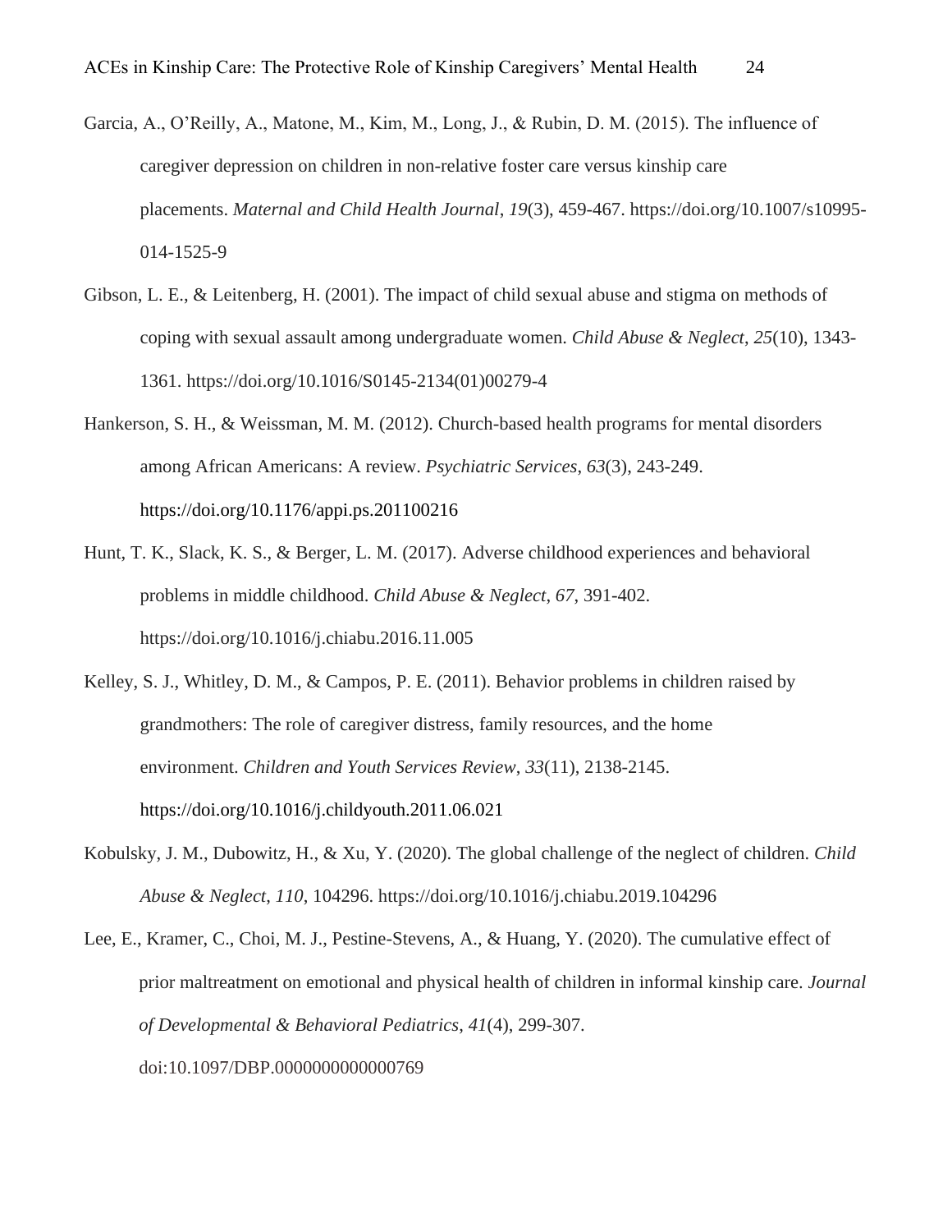Garcia, A., O'Reilly, A., Matone, M., Kim, M., Long, J., & Rubin, D. M. (2015). The influence of caregiver depression on children in non-relative foster care versus kinship care placements. *Maternal and Child Health Journal*, *19*(3), 459-467. https://doi.org/10.1007/s10995-014-1525-9

Gibson, L. E., & Leitenberg, H. (2001). The impact of child sexual abuse and stigma on methods of coping with sexual assault among undergraduate women. *Child Abuse & Neglect*, *25*(10), 1343-1361. https://doi.org/10.1016/S0145-2134(01)00279-4

Hankerson, S. H., & Weissman, M. M. (2012). Church-based health programs for mental disorders among African Americans: A review. *Psychiatric Services*, *63*(3), 243-249. https://doi.org/10.1176/appi.ps.201100216

Hunt, T. K., Slack, K. S., & Berger, L. M. (2017). Adverse childhood experiences and behavioral problems in middle childhood. *Child Abuse & Neglect*, *67*, 391-402. https://doi.org/10.1016/j.chiabu.2016.11.005

Kelley, S. J., Whitley, D. M., & Campos, P. E. (2011). Behavior problems in children raised by grandmothers: The role of caregiver distress, family resources, and the home environment. *Children and Youth Services Review*, *33*(11), 2138-2145. https://doi.org/10.1016/j.childyouth.2011.06.021

Kobulsky, J. M., Dubowitz, H., & Xu, Y. (2020). The global challenge of the neglect of children. *Child Abuse & Neglect*, *110*, 104296. https://doi.org/10.1016/j.chiabu.2019.104296

Lee, E., Kramer, C., Choi, M. J., Pestine-Stevens, A., & Huang, Y. (2020). The cumulative effect of prior maltreatment on emotional and physical health of children in informal kinship care. *Journal of Developmental & Behavioral Pediatrics*, *41*(4), 299-307. doi:10.1097/DBP.0000000000000769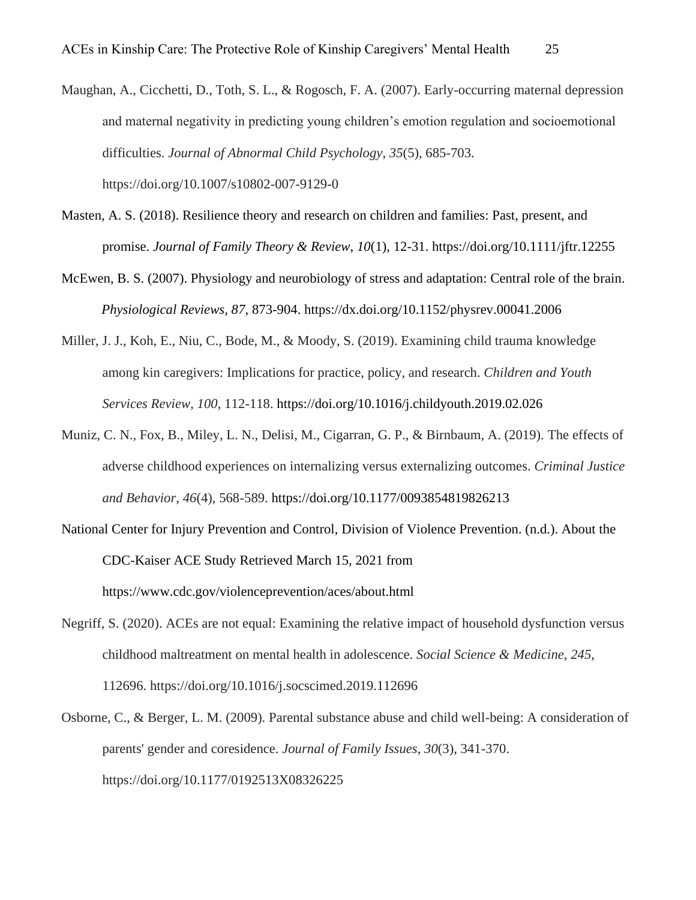Maughan, A., Cicchetti, D., Toth, S. L., & Rogosch, F. A. (2007). Early-occurring maternal depression and maternal negativity in predicting young children's emotion regulation and socioemotional difficulties. *Journal of Abnormal Child Psychology*, *35*(5), 685-703. https://doi.org/10.1007/s10802-007-9129-0

Masten, A. S. (2018). Resilience theory and research on children and families: Past, present, and promise. *Journal of Family Theory & Review*, *10*(1), 12-31. https://doi.org/10.1111/jftr.12255

McEwen, B. S. (2007). Physiology and neurobiology of stress and adaptation: Central role of the brain. *Physiological Reviews, 87*, 873-904. https://dx.doi.org/10.1152/physrev.00041.2006

Miller, J. J., Koh, E., Niu, C., Bode, M., & Moody, S. (2019). Examining child trauma knowledge among kin caregivers: Implications for practice, policy, and research. *Children and Youth Services Review*, *100*, 112-118. https://doi.org/10.1016/j.childyouth.2019.02.026

Muniz, C. N., Fox, B., Miley, L. N., Delisi, M., Cigarran, G. P., & Birnbaum, A. (2019). The effects of adverse childhood experiences on internalizing versus externalizing outcomes. *Criminal Justice and Behavior*, *46*(4), 568-589. https://doi.org/10.1177/0093854819826213

National Center for Injury Prevention and Control, Division of Violence Prevention. (n.d.). About the CDC-Kaiser ACE Study Retrieved March 15, 2021 from https://www.cdc.gov/violenceprevention/aces/about.html

Negriff, S. (2020). ACEs are not equal: Examining the relative impact of household dysfunction versus childhood maltreatment on mental health in adolescence. *Social Science & Medicine*, *245*, 112696. https://doi.org/10.1016/j.socscimed.2019.112696

Osborne, C., & Berger, L. M. (2009). Parental substance abuse and child well-being: A consideration of parents' gender and coresidence. *Journal of Family Issues*, *30*(3), 341-370. https://doi.org/10.1177/0192513X08326225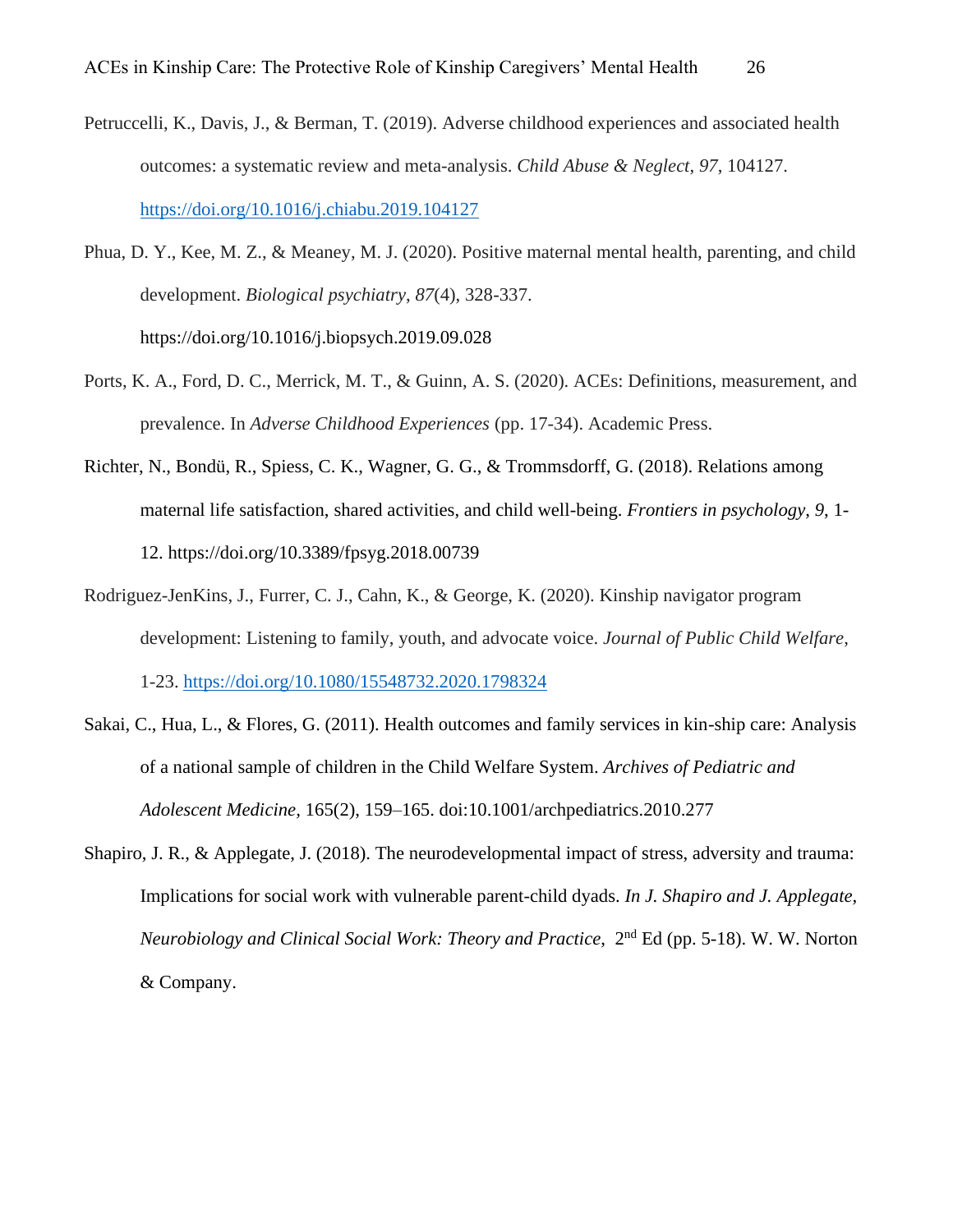Petruccelli, K., Davis, J., & Berman, T. (2019). Adverse childhood experiences and associated health outcomes: a systematic review and meta-analysis. *Child Abuse & Neglect*, *97*, 104127. https://doi.org/10.1016/j.chiabu.2019.104127

Phua, D. Y., Kee, M. Z., & Meaney, M. J. (2020). Positive maternal mental health, parenting, and child development. *Biological psychiatry*, *87*(4), 328-337. https://doi.org/10.1016/j.biopsych.2019.09.028

Ports, K. A., Ford, D. C., Merrick, M. T., & Guinn, A. S. (2020). ACEs: Definitions, measurement, and prevalence. In *Adverse Childhood Experiences* (pp. 17-34). Academic Press.

Richter, N., Bondü, R., Spiess, C. K., Wagner, G. G., & Trommsdorff, G. (2018). Relations among maternal life satisfaction, shared activities, and child well-being. *Frontiers in psychology*, *9*, 1-12. https://doi.org/10.3389/fpsyg.2018.00739

Rodriguez-JenKins, J., Furrer, C. J., Cahn, K., & George, K. (2020). Kinship navigator program development: Listening to family, youth, and advocate voice. *Journal of Public Child Welfare*, 1-23. https://doi.org/10.1080/15548732.2020.1798324

Sakai, C., Hua, L., & Flores, G. (2011). Health outcomes and family services in kin-ship care: Analysis of a national sample of children in the Child Welfare System. *Archives of Pediatric and Adolescent Medicine*, 165(2), 159–165. doi:10.1001/archpediatrics.2010.277

Shapiro, J. R., & Applegate, J. (2018). The neurodevelopmental impact of stress, adversity and trauma: Implications for social work with vulnerable parent-child dyads. *In J. Shapiro and J. Applegate, Neurobiology and Clinical Social Work: Theory and Practice*, 2nd Ed (pp. 5-18). W. W. Norton & Company.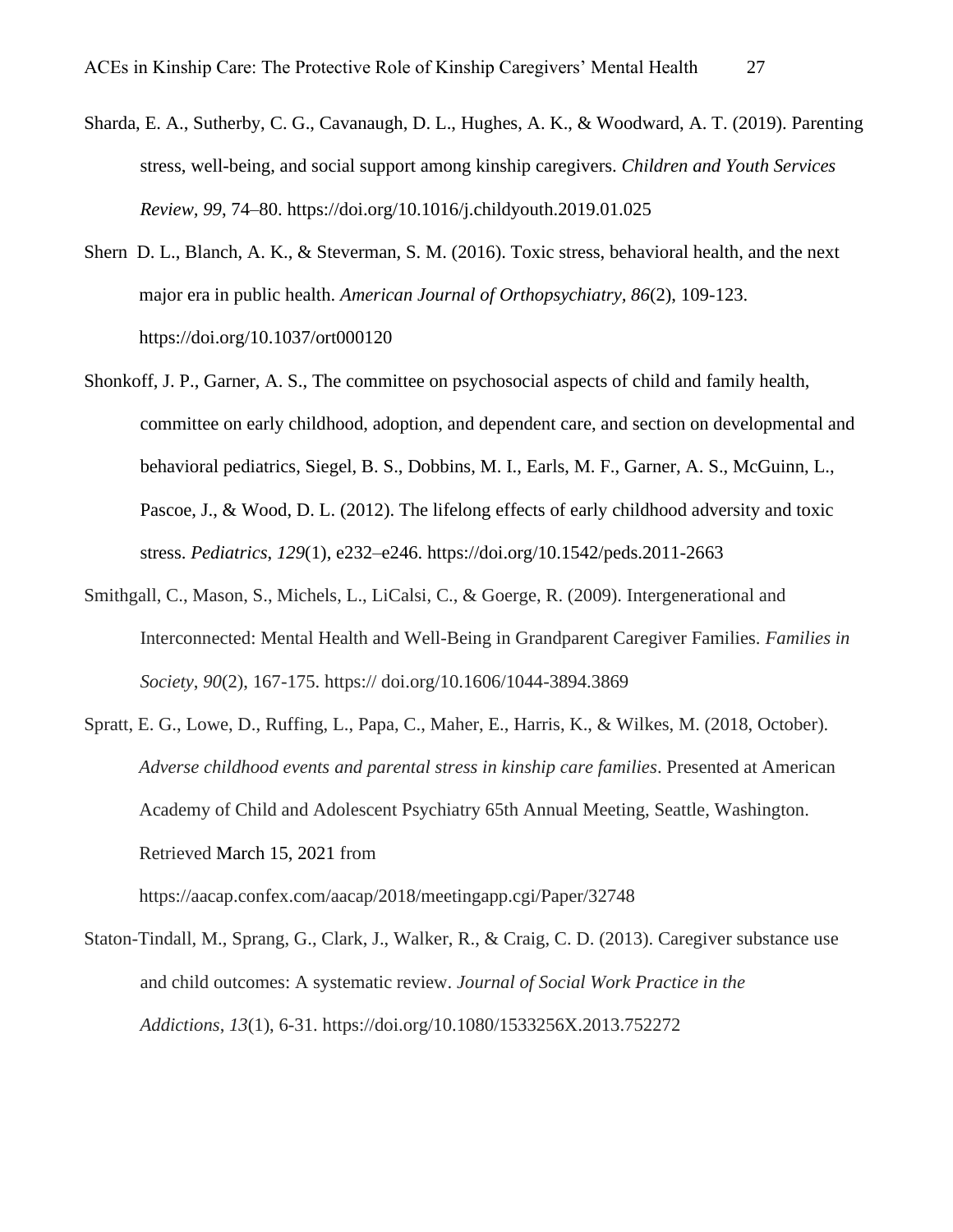Sharda, E. A., Sutherby, C. G., Cavanaugh, D. L., Hughes, A. K., & Woodward, A. T. (2019). Parenting stress, well-being, and social support among kinship caregivers. *Children and Youth Services Review, 99*, 74–80. https://doi.org/10.1016/j.childyouth.2019.01.025

Shern D. L., Blanch, A. K., & Steverman, S. M. (2016). Toxic stress, behavioral health, and the next major era in public health. *American Journal of Orthopsychiatry, 86*(2), 109-123. https://doi.org/10.1037/ort000120

Shonkoff, J. P., Garner, A. S., The committee on psychosocial aspects of child and family health, committee on early childhood, adoption, and dependent care, and section on developmental and behavioral pediatrics, Siegel, B. S., Dobbins, M. I., Earls, M. F., Garner, A. S., McGuinn, L., Pascoe, J., & Wood, D. L. (2012). The lifelong effects of early childhood adversity and toxic stress. *Pediatrics*, *129*(1), e232–e246. https://doi.org/10.1542/peds.2011-2663

Smithgall, C., Mason, S., Michels, L., LiCalsi, C., & Goerge, R. (2009). Intergenerational and Interconnected: Mental Health and Well-Being in Grandparent Caregiver Families. *Families in Society*, *90*(2), 167-175. https:// doi.org/10.1606/1044-3894.3869

Spratt, E. G., Lowe, D., Ruffing, L., Papa, C., Maher, E., Harris, K., & Wilkes, M. (2018, October). *Adverse childhood events and parental stress in kinship care families*. Presented at American Academy of Child and Adolescent Psychiatry 65th Annual Meeting, Seattle, Washington. Retrieved March 15, 2021 from https://aacap.confex.com/aacap/2018/meetingapp.cgi/Paper/32748

Staton-Tindall, M., Sprang, G., Clark, J., Walker, R., & Craig, C. D. (2013). Caregiver substance use and child outcomes: A systematic review. *Journal of Social Work Practice in the Addictions*, *13*(1), 6-31. https://doi.org/10.1080/1533256X.2013.752272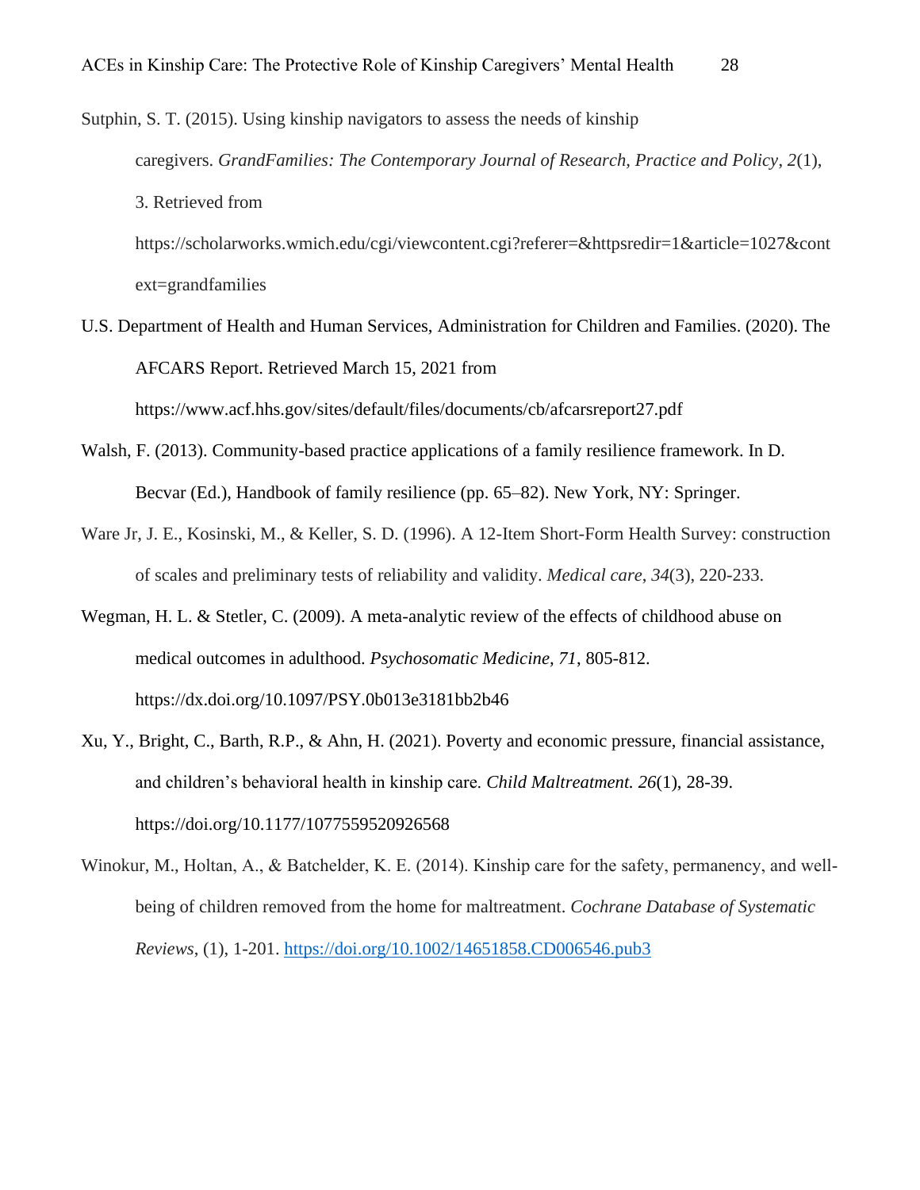Sutphin, S. T. (2015). Using kinship navigators to assess the needs of kinship caregivers. *GrandFamilies: The Contemporary Journal of Research, Practice and Policy*, *2*(1), 3. Retrieved from https://scholarworks.wmich.edu/cgi/viewcontent.cgi?referer=&httpsredir=1&article=1027&context=grandfamilies

U.S. Department of Health and Human Services, Administration for Children and Families. (2020). The AFCARS Report. Retrieved March 15, 2021 from https://www.acf.hhs.gov/sites/default/files/documents/cb/afcarsreport27.pdf

Walsh, F. (2013). Community-based practice applications of a family resilience framework. In D. Becvar (Ed.), Handbook of family resilience (pp. 65–82). New York, NY: Springer.

Ware Jr, J. E., Kosinski, M., & Keller, S. D. (1996). A 12-Item Short-Form Health Survey: construction of scales and preliminary tests of reliability and validity. *Medical care*, *34*(3), 220-233.

Wegman, H. L. & Stetler, C. (2009). A meta-analytic review of the effects of childhood abuse on medical outcomes in adulthood. *Psychosomatic Medicine, 71*, 805-812. https://dx.doi.org/10.1097/PSY.0b013e3181bb2b46

Xu, Y., Bright, C., Barth, R.P., & Ahn, H. (2021). Poverty and economic pressure, financial assistance, and children's behavioral health in kinship care. *Child Maltreatment. 26*(1), 28-39. https://doi.org/10.1177/1077559520926568

Winokur, M., Holtan, A., & Batchelder, K. E. (2014). Kinship care for the safety, permanency, and well-being of children removed from the home for maltreatment. *Cochrane Database of Systematic Reviews*, (1), 1-201. https://doi.org/10.1002/14651858.CD006546.pub3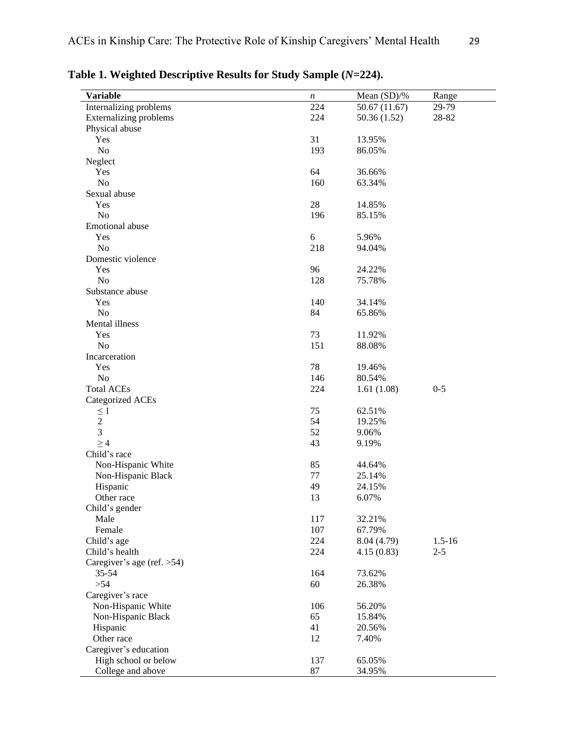**Table 1. Weighted Descriptive Results for Study Sample (*N*=224).**

| Variable | *n* | Mean (SD)/% | Range |
|---|---|---|---|
| Internalizing problems | 224 | 50.67 (11.67) | 29-79 |
| Externalizing problems | 224 | 50.36 (1.52) | 28-82 |
| Physical abuse | | | |
| Yes | 31 | 13.95% | |
| No | 193 | 86.05% | |
| Neglect | | | |
| Yes | 64 | 36.66% | |
| No | 160 | 63.34% | |
| Sexual abuse | | | |
| Yes | 28 | 14.85% | |
| No | 196 | 85.15% | |
| Emotional abuse | | | |
| Yes | 6 | 5.96% | |
| No | 218 | 94.04% | |
| Domestic violence | | | |
| Yes | 96 | 24.22% | |
| No | 128 | 75.78% | |
| Substance abuse | | | |
| Yes | 140 | 34.14% | |
| No | 84 | 65.86% | |
| Mental illness | | | |
| Yes | 73 | 11.92% | |
| No | 151 | 88.08% | |
| Incarceration | | | |
| Yes | 78 | 19.46% | |
| No | 146 | 80.54% | |
| Total ACEs | 224 | 1.61 (1.08) | 0-5 |
| Categorized ACEs | | | |
| $\leq 1$ | 75 | 62.51% | |
| 2 | 54 | 19.25% | |
| 3 | 52 | 9.06% | |
| $\geq 4$ | 43 | 9.19% | |
| Child's race | | | |
| Non-Hispanic White | 85 | 44.64% | |
| Non-Hispanic Black | 77 | 25.14% | |
| Hispanic | 49 | 24.15% | |
| Other race | 13 | 6.07% | |
| Child's gender | | | |
| Male | 117 | 32.21% | |
| Female | 107 | 67.79% | |
| Child's age | 224 | 8.04 (4.79) | 1.5-16 |
| Child's health | 224 | 4.15 (0.83) | 2-5 |
| Caregiver's age (ref. >54) | | | |
| 35-54 | 164 | 73.62% | |
| >54 | 60 | 26.38% | |
| Caregiver's race | | | |
| Non-Hispanic White | 106 | 56.20% | |
| Non-Hispanic Black | 65 | 15.84% | |
| Hispanic | 41 | 20.56% | |
| Other race | 12 | 7.40% | |
| Caregiver's education | | | |
| High school or below | 137 | 65.05% | |
| College and above | 87 | 34.95% | |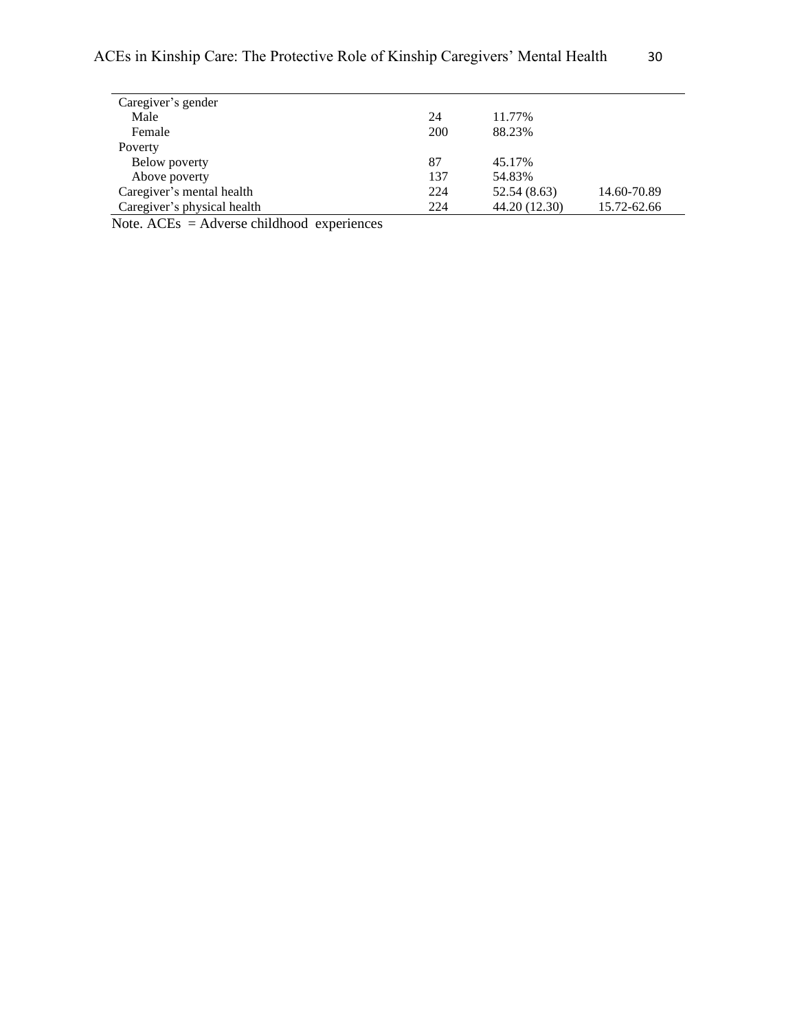| | | | |
|---|---|---|---|
| Caregiver’s gender | | | |
| Male | 24 | 11.77% | |
| Female | 200 | 88.23% | |
| Poverty | | | |
| Below poverty | 87 | 45.17% | |
| Above poverty | 137 | 54.83% | |
| Caregiver’s mental health | 224 | 52.54 (8.63) | 14.60-70.89 |
| Caregiver’s physical health | 224 | 44.20 (12.30) | 15.72-62.66 |

Note. ACEs = Adverse childhood experiences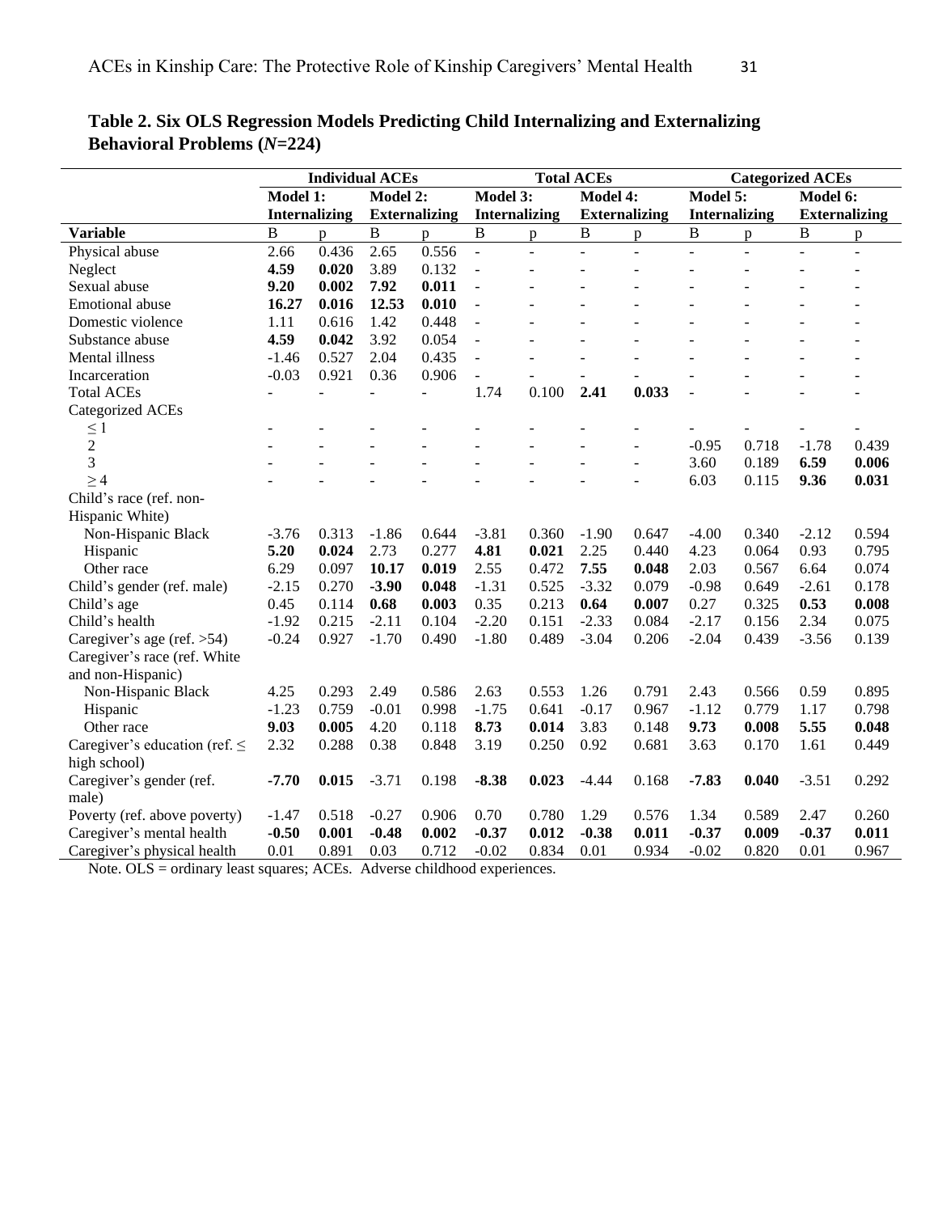**Table 2. Six OLS Regression Models Predicting Child Internalizing and Externalizing Behavioral Problems (*N*=224)**

| | Individual ACEs | | | | Total ACEs | | | | Categorized ACEs | | | |
|---|---|---|---|---|---|---|---|---|---|---|---|---|
| | Model 1: Internalizing | | Model 2: Externalizing | | Model 3: Internalizing | | Model 4: Externalizing | | Model 5: Internalizing | | Model 6: Externalizing | |
| **Variable** | B | p | B | p | B | p | B | p | B | p | B | p |
| Physical abuse | 2.66 | 0.436 | 2.65 | 0.556 | - | - | - | - | - | - | - | - |
| Neglect | **4.59** | **0.020** | 3.89 | 0.132 | - | - | - | - | - | - | - | - |
| Sexual abuse | **9.20** | **0.002** | **7.92** | **0.011** | - | - | - | - | - | - | - | - |
| Emotional abuse | **16.27** | **0.016** | **12.53** | **0.010** | - | - | - | - | - | - | - | - |
| Domestic violence | 1.11 | 0.616 | 1.42 | 0.448 | - | - | - | - | - | - | - | - |
| Substance abuse | **4.59** | **0.042** | 3.92 | 0.054 | - | - | - | - | - | - | - | - |
| Mental illness | -1.46 | 0.527 | 2.04 | 0.435 | - | - | - | - | - | - | - | - |
| Incarceration | -0.03 | 0.921 | 0.36 | 0.906 | - | - | - | - | - | - | - | - |
| Total ACEs | - | - | - | - | 1.74 | 0.100 | **2.41** | **0.033** | - | - | - | - |
| Categorized ACEs | | | | | | | | | | | | |
| ≤ 1 | - | - | - | - | - | - | - | - | - | - | - | - |
| 2 | - | - | - | - | - | - | - | - | -0.95 | 0.718 | -1.78 | 0.439 |
| 3 | - | - | - | - | - | - | - | - | 3.60 | 0.189 | **6.59** | **0.006** |
| ≥ 4 | - | - | - | - | - | - | - | - | 6.03 | 0.115 | **9.36** | **0.031** |
| Child's race (ref. non-Hispanic White) | | | | | | | | | | | | |
| Non-Hispanic Black | -3.76 | 0.313 | -1.86 | 0.644 | -3.81 | 0.360 | -1.90 | 0.647 | -4.00 | 0.340 | -2.12 | 0.594 |
| Hispanic | **5.20** | **0.024** | 2.73 | 0.277 | **4.81** | **0.021** | 2.25 | 0.440 | 4.23 | 0.064 | 0.93 | 0.795 |
| Other race | 6.29 | 0.097 | **10.17** | **0.019** | 2.55 | 0.472 | **7.55** | **0.048** | 2.03 | 0.567 | 6.64 | 0.074 |
| Child's gender (ref. male) | -2.15 | 0.270 | **-3.90** | **0.048** | -1.31 | 0.525 | -3.32 | 0.079 | -0.98 | 0.649 | -2.61 | 0.178 |
| Child's age | 0.45 | 0.114 | **0.68** | **0.003** | 0.35 | 0.213 | **0.64** | **0.007** | 0.27 | 0.325 | **0.53** | **0.008** |
| Child's health | -1.92 | 0.215 | -2.11 | 0.104 | -2.20 | 0.151 | -2.33 | 0.084 | -2.17 | 0.156 | 2.34 | 0.075 |
| Caregiver's age (ref. >54) | -0.24 | 0.927 | -1.70 | 0.490 | -1.80 | 0.489 | -3.04 | 0.206 | -2.04 | 0.439 | -3.56 | 0.139 |
| Caregiver's race (ref. White and non-Hispanic) | | | | | | | | | | | | |
| Non-Hispanic Black | 4.25 | 0.293 | 2.49 | 0.586 | 2.63 | 0.553 | 1.26 | 0.791 | 2.43 | 0.566 | 0.59 | 0.895 |
| Hispanic | -1.23 | 0.759 | -0.01 | 0.998 | -1.75 | 0.641 | -0.17 | 0.967 | -1.12 | 0.779 | 1.17 | 0.798 |
| Other race | **9.03** | **0.005** | 4.20 | 0.118 | **8.73** | **0.014** | 3.83 | 0.148 | **9.73** | **0.008** | **5.55** | **0.048** |
| Caregiver's education (ref. ≤ high school) | 2.32 | 0.288 | 0.38 | 0.848 | 3.19 | 0.250 | 0.92 | 0.681 | 3.63 | 0.170 | 1.61 | 0.449 |
| Caregiver's gender (ref. male) | **-7.70** | **0.015** | -3.71 | 0.198 | **-8.38** | **0.023** | -4.44 | 0.168 | **-7.83** | **0.040** | -3.51 | 0.292 |
| Poverty (ref. above poverty) | -1.47 | 0.518 | -0.27 | 0.906 | 0.70 | 0.780 | 1.29 | 0.576 | 1.34 | 0.589 | 2.47 | 0.260 |
| Caregiver's mental health | **-0.50** | **0.001** | **-0.48** | **0.002** | **-0.37** | **0.012** | **-0.38** | **0.011** | **-0.37** | **0.009** | **-0.37** | **0.011** |
| Caregiver's physical health | 0.01 | 0.891 | 0.03 | 0.712 | -0.02 | 0.834 | 0.01 | 0.934 | -0.02 | 0.820 | 0.01 | 0.967 |

Note. OLS = ordinary least squares; ACEs. Adverse childhood experiences.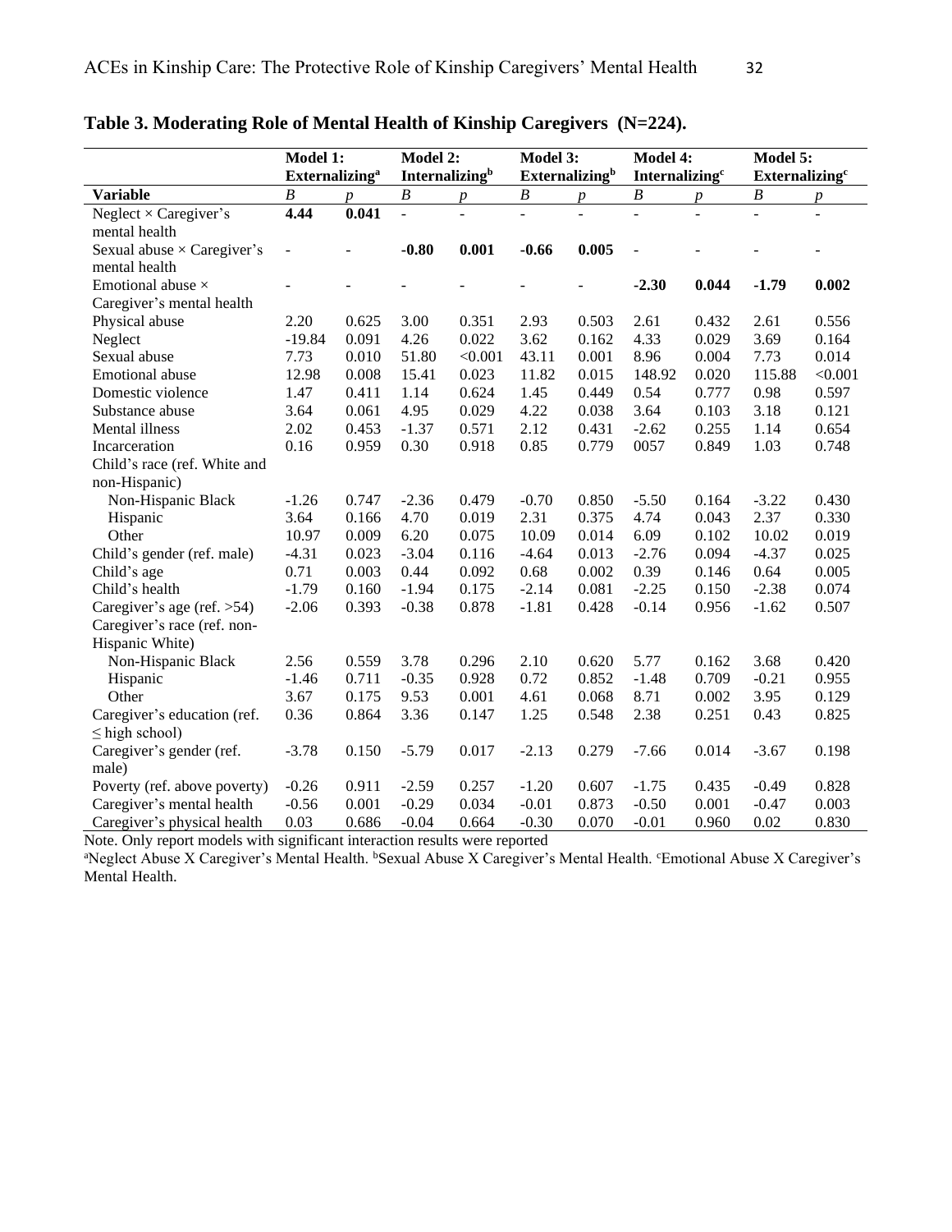**Table 3. Moderating Role of Mental Health of Kinship Caregivers (N=224).**

| | Model 1: Externalizing[a] | | Model 2: Internalizing[b] | | Model 3: Externalizing[b] | | Model 4: Internalizing[c] | | Model 5: Externalizing[c] | |
|---|---|---|---|---|---|---|---|---|---|---|
| **Variable** | *B* | *p* | *B* | *p* | *B* | *p* | *B* | *p* | *B* | *p* |
| Neglect × Caregiver's mental health | **4.44** | **0.041** | - | - | - | - | - | - | - | - |
| Sexual abuse × Caregiver's mental health | - | - | **-0.80** | **0.001** | **-0.66** | **0.005** | - | - | - | - |
| Emotional abuse × Caregiver's mental health | - | - | - | - | - | - | **-2.30** | **0.044** | **-1.79** | **0.002** |
| Physical abuse | 2.20 | 0.625 | 3.00 | 0.351 | 2.93 | 0.503 | 2.61 | 0.432 | 2.61 | 0.556 |
| Neglect | -19.84 | 0.091 | 4.26 | 0.022 | 3.62 | 0.162 | 4.33 | 0.029 | 3.69 | 0.164 |
| Sexual abuse | 7.73 | 0.010 | 51.80 | <0.001 | 43.11 | 0.001 | 8.96 | 0.004 | 7.73 | 0.014 |
| Emotional abuse | 12.98 | 0.008 | 15.41 | 0.023 | 11.82 | 0.015 | 148.92 | 0.020 | 115.88 | <0.001 |
| Domestic violence | 1.47 | 0.411 | 1.14 | 0.624 | 1.45 | 0.449 | 0.54 | 0.777 | 0.98 | 0.597 |
| Substance abuse | 3.64 | 0.061 | 4.95 | 0.029 | 4.22 | 0.038 | 3.64 | 0.103 | 3.18 | 0.121 |
| Mental illness | 2.02 | 0.453 | -1.37 | 0.571 | 2.12 | 0.431 | -2.62 | 0.255 | 1.14 | 0.654 |
| Incarceration | 0.16 | 0.959 | 0.30 | 0.918 | 0.85 | 0.779 | 0057 | 0.849 | 1.03 | 0.748 |
| Child's race (ref. White and non-Hispanic) | | | | | | | | | | |
| Non-Hispanic Black | -1.26 | 0.747 | -2.36 | 0.479 | -0.70 | 0.850 | -5.50 | 0.164 | -3.22 | 0.430 |
| Hispanic | 3.64 | 0.166 | 4.70 | 0.019 | 2.31 | 0.375 | 4.74 | 0.043 | 2.37 | 0.330 |
| Other | 10.97 | 0.009 | 6.20 | 0.075 | 10.09 | 0.014 | 6.09 | 0.102 | 10.02 | 0.019 |
| Child's gender (ref. male) | -4.31 | 0.023 | -3.04 | 0.116 | -4.64 | 0.013 | -2.76 | 0.094 | -4.37 | 0.025 |
| Child's age | 0.71 | 0.003 | 0.44 | 0.092 | 0.68 | 0.002 | 0.39 | 0.146 | 0.64 | 0.005 |
| Child's health | -1.79 | 0.160 | -1.94 | 0.175 | -2.14 | 0.081 | -2.25 | 0.150 | -2.38 | 0.074 |
| Caregiver's age (ref. >54) | -2.06 | 0.393 | -0.38 | 0.878 | -1.81 | 0.428 | -0.14 | 0.956 | -1.62 | 0.507 |
| Caregiver's race (ref. non-Hispanic White) | | | | | | | | | | |
| Non-Hispanic Black | 2.56 | 0.559 | 3.78 | 0.296 | 2.10 | 0.620 | 5.77 | 0.162 | 3.68 | 0.420 |
| Hispanic | -1.46 | 0.711 | -0.35 | 0.928 | 0.72 | 0.852 | -1.48 | 0.709 | -0.21 | 0.955 |
| Other | 3.67 | 0.175 | 9.53 | 0.001 | 4.61 | 0.068 | 8.71 | 0.002 | 3.95 | 0.129 |
| Caregiver's education (ref. ≤ high school) | 0.36 | 0.864 | 3.36 | 0.147 | 1.25 | 0.548 | 2.38 | 0.251 | 0.43 | 0.825 |
| Caregiver's gender (ref. male) | -3.78 | 0.150 | -5.79 | 0.017 | -2.13 | 0.279 | -7.66 | 0.014 | -3.67 | 0.198 |
| Poverty (ref. above poverty) | -0.26 | 0.911 | -2.59 | 0.257 | -1.20 | 0.607 | -1.75 | 0.435 | -0.49 | 0.828 |
| Caregiver's mental health | -0.56 | 0.001 | -0.29 | 0.034 | -0.01 | 0.873 | -0.50 | 0.001 | -0.47 | 0.003 |
| Caregiver's physical health | 0.03 | 0.686 | -0.04 | 0.664 | -0.30 | 0.070 | -0.01 | 0.960 | 0.02 | 0.830 |

Note. Only report models with significant interaction results were reported

[a]Neglect Abuse X Caregiver's Mental Health. [b]Sexual Abuse X Caregiver's Mental Health. [c]Emotional Abuse X Caregiver's Mental Health.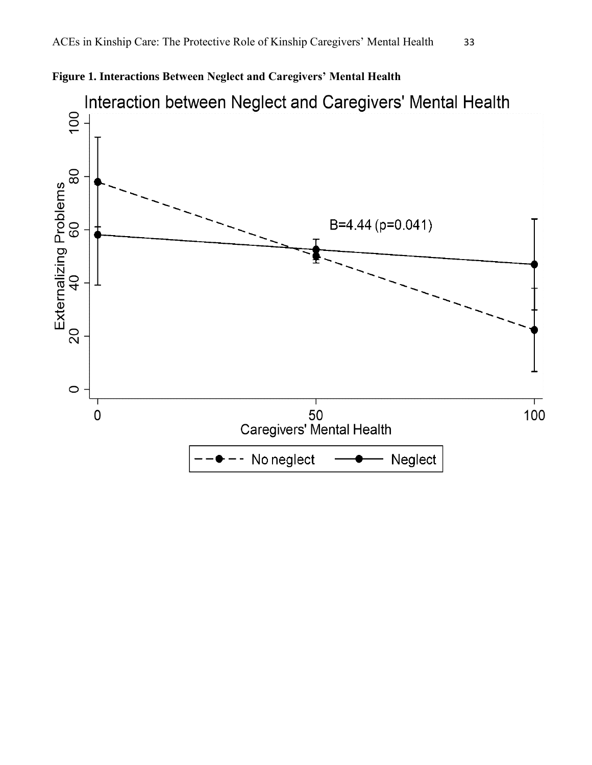**Figure 1. Interactions Between Neglect and Caregivers' Mental Health**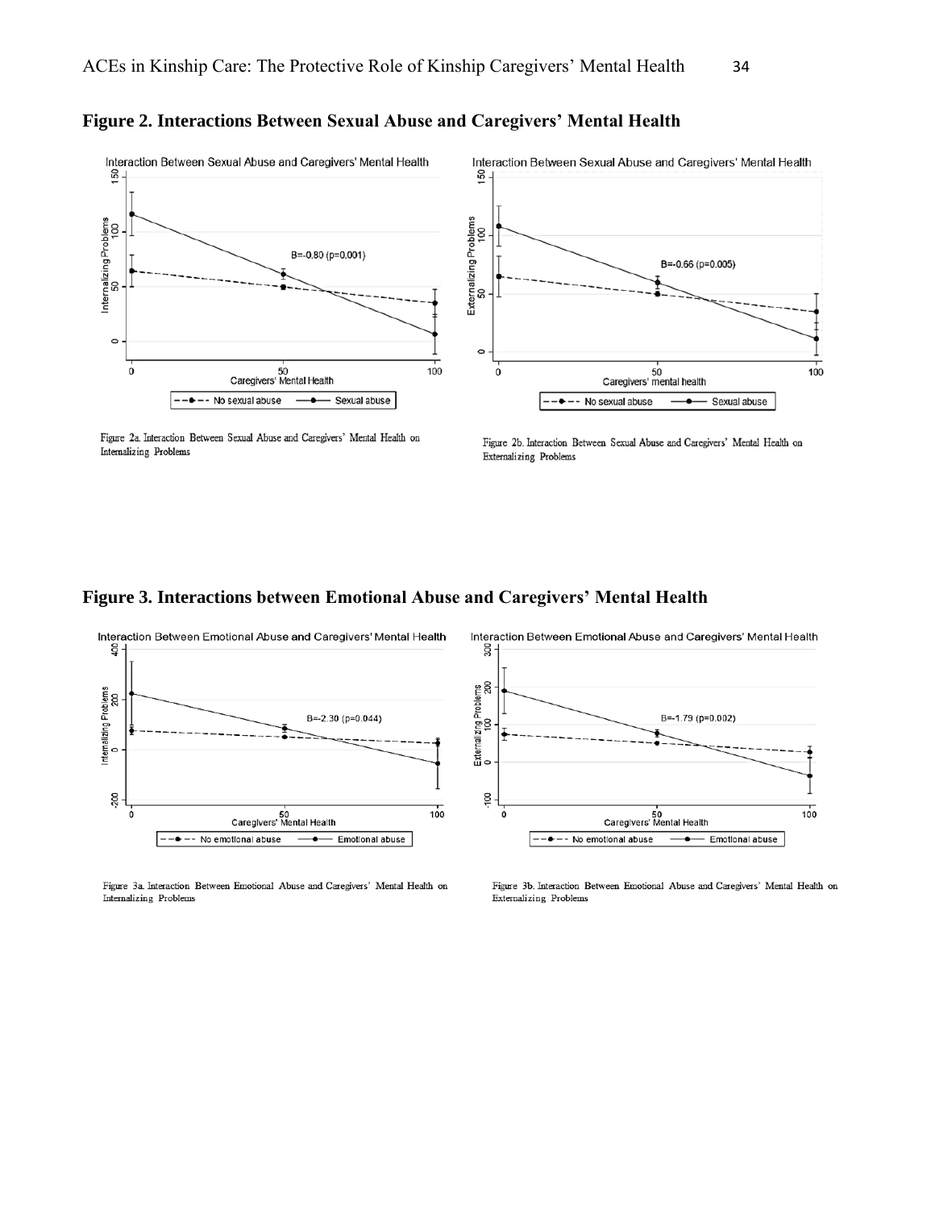**Figure 2. Interactions Between Sexual Abuse and Caregivers' Mental Health**

Interaction Between Sexual Abuse and Caregivers' Mental Health

Internalizing Problems

150
100
50
0

B=-0.80 (p=0.001)

0
50
100

Caregivers' Mental Health

No sexual abuse
Sexual abuse

Figure 2a. Interaction Between Sexual Abuse and Caregivers' Mental Health on Internalizing Problems

Interaction Between Sexual Abuse and Caregivers' Mental Health

Externalizing Problems

150
100
50
0

B=-0.66 (p=0.005)

0
50
100

Caregivers' mental health

No sexual abuse
Sexual abuse

Figure 2b. Interaction Between Sexual Abuse and Caregivers' Mental Health on Externalizing Problems

**Figure 3. Interactions between Emotional Abuse and Caregivers' Mental Health**

Interaction Between Emotional Abuse and Caregivers' Mental Health

Internalizing Problems

400
200
0
-200

B=-2.30 (p=0.044)

0
50
100

Caregivers' Mental Health

No emotional abuse
Emotional abuse

Figure 3a. Interaction Between Emotional Abuse and Caregivers' Mental Health on Internalizing Problems

Interaction Between Emotional Abuse and Caregivers' Mental Health

Externalizing Problems

300
200
100
0
-100

B=-1.79 (p=0.002)

0
50
100

Caregivers' Mental Health

No emotional abuse
Emotional abuse

Figure 3b. Interaction Between Emotional Abuse and Caregivers' Mental Health on Externalizing Problems